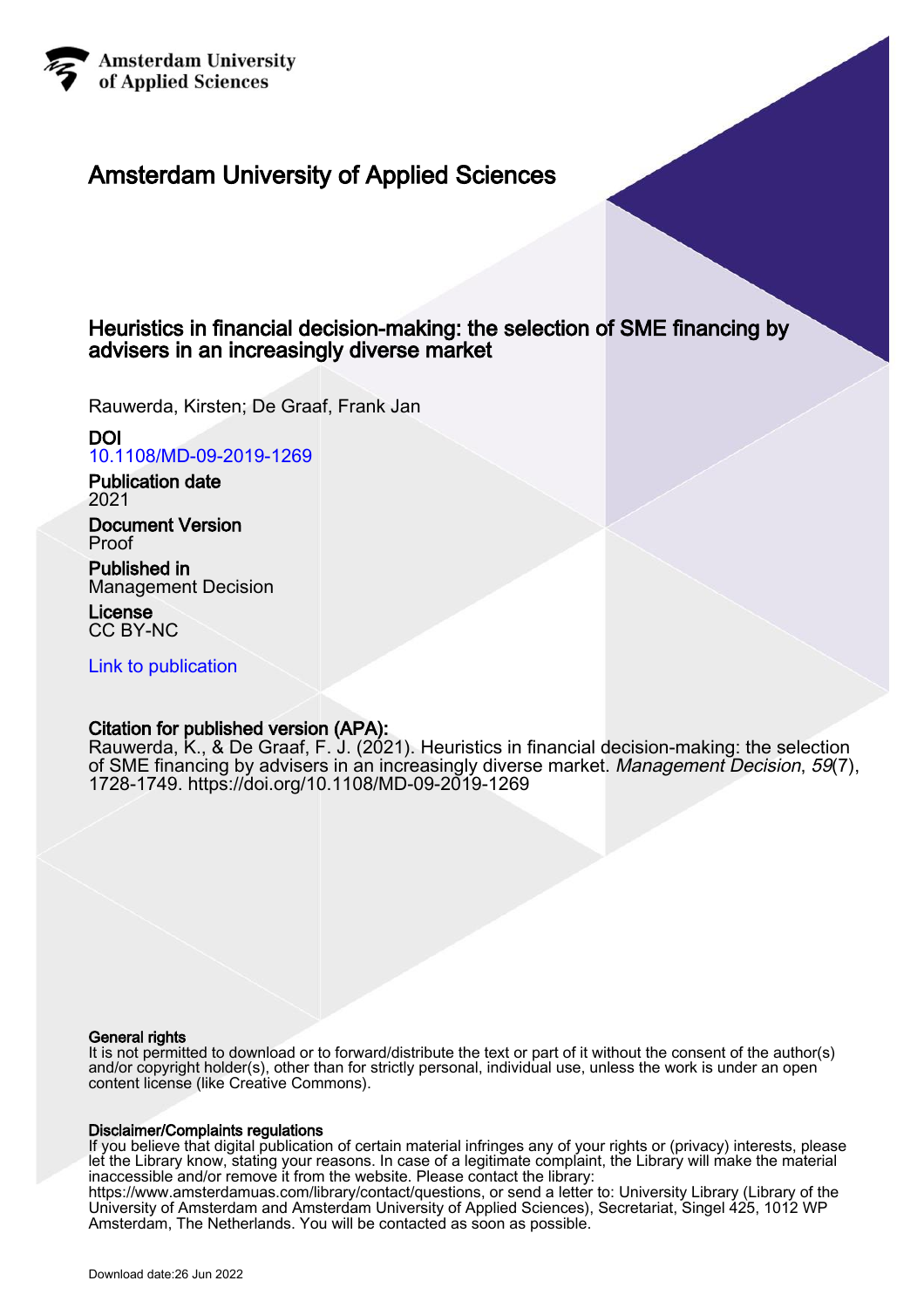Amsterdam University
of Applied Sciences

# Amsterdam University of Applied Sciences

## Heuristics in financial decision-making: the selection of SME financing by advisers in an increasingly diverse market

Rauwerda, Kirsten; De Graaf, Frank Jan

**DOI**
10.1108/MD-09-2019-1269

**Publication date**
2021

**Document Version**
Proof

**Published in**
Management Decision

**License**
CC BY-NC

Link to publication

**Citation for published version (APA):**
Rauwerda, K., & De Graaf, F. J. (2021). Heuristics in financial decision-making: the selection of SME financing by advisers in an increasingly diverse market. *Management Decision*, *59*(7), 1728-1749. https://doi.org/10.1108/MD-09-2019-1269

**General rights**
It is not permitted to download or to forward/distribute the text or part of it without the consent of the author(s) and/or copyright holder(s), other than for strictly personal, individual use, unless the work is under an open content license (like Creative Commons).

**Disclaimer/Complaints regulations**
If you believe that digital publication of certain material infringes any of your rights or (privacy) interests, please let the Library know, stating your reasons. In case of a legitimate complaint, the Library will make the material inaccessible and/or remove it from the website. Please contact the library:
https://www.amsterdamuas.com/library/contact/questions, or send a letter to: University Library (Library of the University of Amsterdam and Amsterdam University of Applied Sciences), Secretariat, Singel 425, 1012 WP Amsterdam, The Netherlands. You will be contacted as soon as possible.

Download date:26 Jun 2022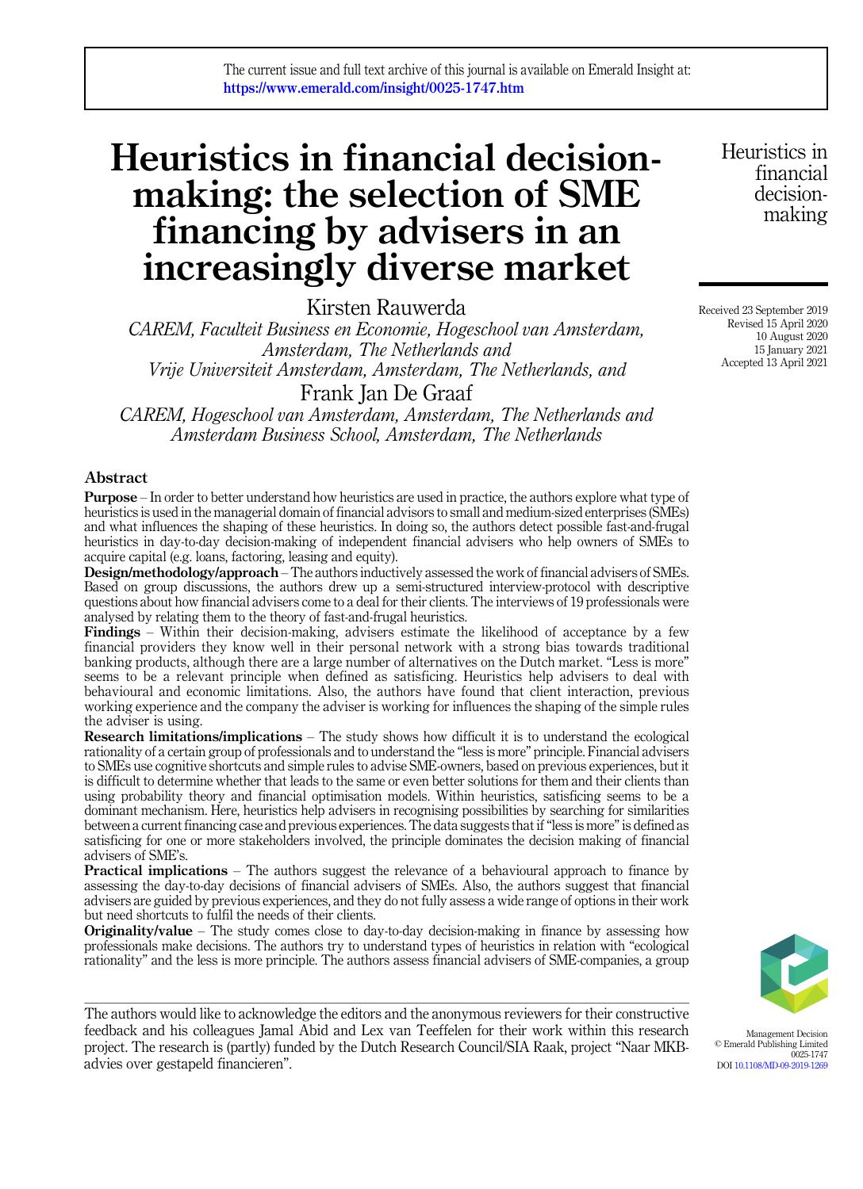The current issue and full text archive of this journal is available on Emerald Insight at: https://www.emerald.com/insight/0025-1747.htm

# Heuristics in financial decision-making: the selection of SME financing by advisers in an increasingly diverse market

Kirsten Rauwerda

*CAREM, Faculteit Business en Economie, Hogeschool van Amsterdam, Amsterdam, The Netherlands and Vrije Universiteit Amsterdam, Amsterdam, The Netherlands, and*

Frank Jan De Graaf

*CAREM, Hogeschool van Amsterdam, Amsterdam, The Netherlands and Amsterdam Business School, Amsterdam, The Netherlands*

Received 23 September 2019
Revised 15 April 2020
10 August 2020
15 January 2021
Accepted 13 April 2021

## Abstract

**Purpose** – In order to better understand how heuristics are used in practice, the authors explore what type of heuristics is used in the managerial domain of financial advisors to small and medium-sized enterprises (SMEs) and what influences the shaping of these heuristics. In doing so, the authors detect possible fast-and-frugal heuristics in day-to-day decision-making of independent financial advisers who help owners of SMEs to acquire capital (e.g. loans, factoring, leasing and equity).

**Design/methodology/approach** – The authors inductively assessed the work of financial advisers of SMEs. Based on group discussions, the authors drew up a semi-structured interview-protocol with descriptive questions about how financial advisers come to a deal for their clients. The interviews of 19 professionals were analysed by relating them to the theory of fast-and-frugal heuristics.

**Findings** – Within their decision-making, advisers estimate the likelihood of acceptance by a few financial providers they know well in their personal network with a strong bias towards traditional banking products, although there are a large number of alternatives on the Dutch market. "Less is more" seems to be a relevant principle when defined as satisficing. Heuristics help advisers to deal with behavioural and economic limitations. Also, the authors have found that client interaction, previous working experience and the company the adviser is working for influences the shaping of the simple rules the adviser is using.

**Research limitations/implications** – The study shows how difficult it is to understand the ecological rationality of a certain group of professionals and to understand the "less is more" principle. Financial advisers to SMEs use cognitive shortcuts and simple rules to advise SME-owners, based on previous experiences, but it is difficult to determine whether that leads to the same or even better solutions for them and their clients than using probability theory and financial optimisation models. Within heuristics, satisficing seems to be a dominant mechanism. Here, heuristics help advisers in recognising possibilities by searching for similarities between a current financing case and previous experiences. The data suggests that if "less is more" is defined as satisficing for one or more stakeholders involved, the principle dominates the decision making of financial advisers of SME's.

**Practical implications** – The authors suggest the relevance of a behavioural approach to finance by assessing the day-to-day decisions of financial advisers of SMEs. Also, the authors suggest that financial advisers are guided by previous experiences, and they do not fully assess a wide range of options in their work but need shortcuts to fulfil the needs of their clients.

**Originality/value** – The study comes close to day-to-day decision-making in finance by assessing how professionals make decisions. The authors try to understand types of heuristics in relation with "ecological rationality" and the less is more principle. The authors assess financial advisers of SME-companies, a group

The authors would like to acknowledge the editors and the anonymous reviewers for their constructive feedback and his colleagues Jamal Abid and Lex van Teeffelen for their work within this research project. The research is (partly) funded by the Dutch Research Council/SIA Raak, project "Naar MKB-advies over gestapeld financieren".

Management Decision
© Emerald Publishing Limited
0025-1747
DOI 10.1108/MD-09-2019-1269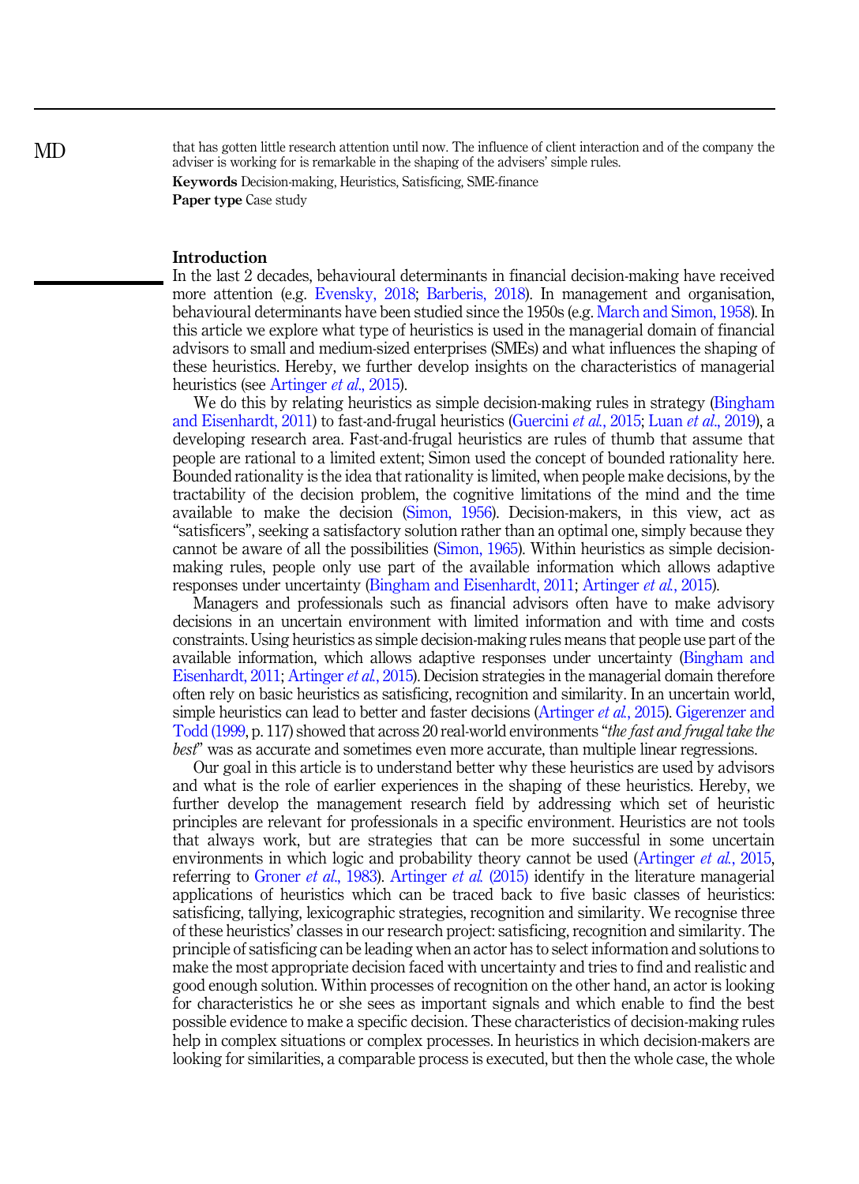that has gotten little research attention until now. The influence of client interaction and of the company the adviser is working for is remarkable in the shaping of the advisers' simple rules.

**Keywords** Decision-making, Heuristics, Satisficing, SME-finance

**Paper type** Case study

## Introduction

In the last 2 decades, behavioural determinants in financial decision-making have received more attention (e.g. Evensky, 2018; Barberis, 2018). In management and organisation, behavioural determinants have been studied since the 1950s (e.g. March and Simon, 1958). In this article we explore what type of heuristics is used in the managerial domain of financial advisors to small and medium-sized enterprises (SMEs) and what influences the shaping of these heuristics. Hereby, we further develop insights on the characteristics of managerial heuristics (see Artinger *et al.*, 2015).

We do this by relating heuristics as simple decision-making rules in strategy (Bingham and Eisenhardt, 2011) to fast-and-frugal heuristics (Guercini *et al.*, 2015; Luan *et al.*, 2019), a developing research area. Fast-and-frugal heuristics are rules of thumb that assume that people are rational to a limited extent; Simon used the concept of bounded rationality here. Bounded rationality is the idea that rationality is limited, when people make decisions, by the tractability of the decision problem, the cognitive limitations of the mind and the time available to make the decision (Simon, 1956). Decision-makers, in this view, act as "satisficers", seeking a satisfactory solution rather than an optimal one, simply because they cannot be aware of all the possibilities (Simon, 1965). Within heuristics as simple decision-making rules, people only use part of the available information which allows adaptive responses under uncertainty (Bingham and Eisenhardt, 2011; Artinger *et al.*, 2015).

Managers and professionals such as financial advisors often have to make advisory decisions in an uncertain environment with limited information and with time and costs constraints. Using heuristics as simple decision-making rules means that people use part of the available information, which allows adaptive responses under uncertainty (Bingham and Eisenhardt, 2011; Artinger *et al.*, 2015). Decision strategies in the managerial domain therefore often rely on basic heuristics as satisficing, recognition and similarity. In an uncertain world, simple heuristics can lead to better and faster decisions (Artinger *et al.*, 2015). Gigerenzer and Todd (1999, p. 117) showed that across 20 real-world environments "*the fast and frugal take the best*" was as accurate and sometimes even more accurate, than multiple linear regressions.

Our goal in this article is to understand better why these heuristics are used by advisors and what is the role of earlier experiences in the shaping of these heuristics. Hereby, we further develop the management research field by addressing which set of heuristic principles are relevant for professionals in a specific environment. Heuristics are not tools that always work, but are strategies that can be more successful in some uncertain environments in which logic and probability theory cannot be used (Artinger *et al.*, 2015, referring to Groner *et al.*, 1983). Artinger *et al.* (2015) identify in the literature managerial applications of heuristics which can be traced back to five basic classes of heuristics: satisficing, tallying, lexicographic strategies, recognition and similarity. We recognise three of these heuristics' classes in our research project: satisficing, recognition and similarity. The principle of satisficing can be leading when an actor has to select information and solutions to make the most appropriate decision faced with uncertainty and tries to find and realistic and good enough solution. Within processes of recognition on the other hand, an actor is looking for characteristics he or she sees as important signals and which enable to find the best possible evidence to make a specific decision. These characteristics of decision-making rules help in complex situations or complex processes. In heuristics in which decision-makers are looking for similarities, a comparable process is executed, but then the whole case, the whole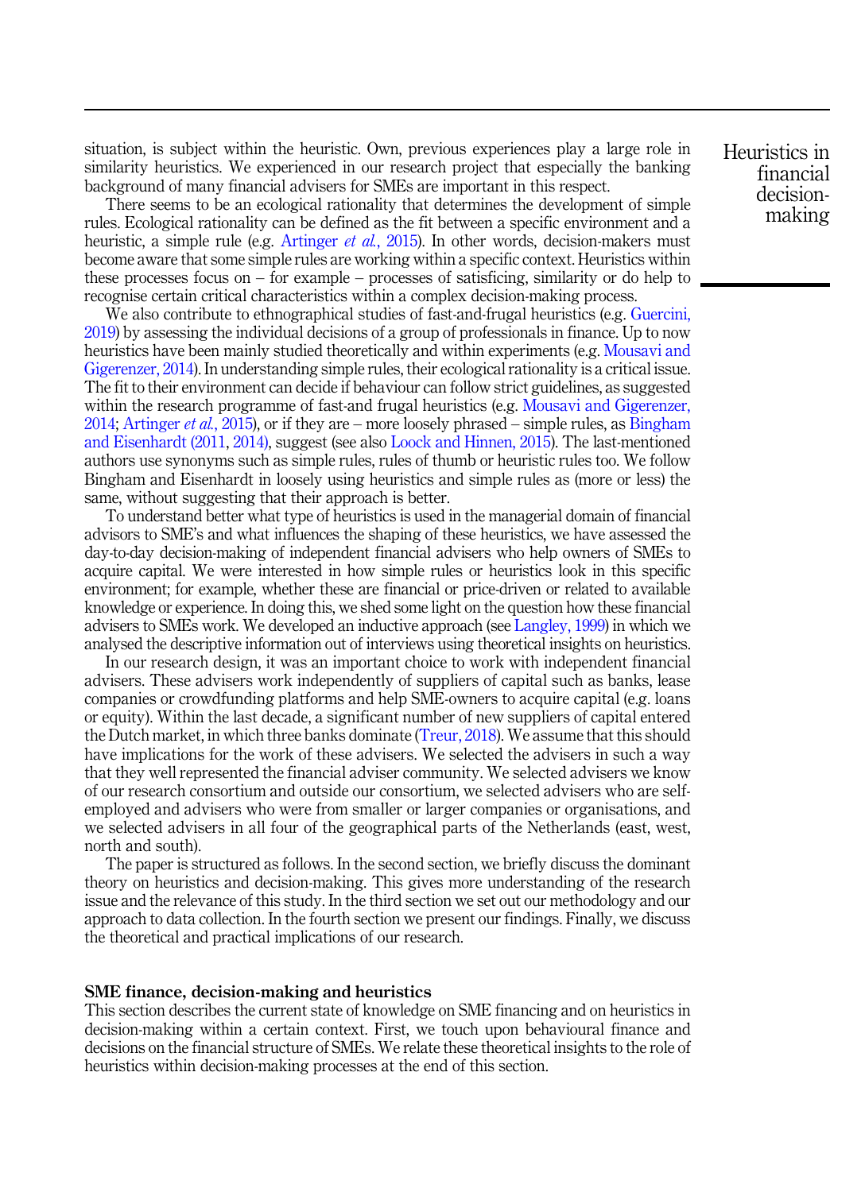situation, is subject within the heuristic. Own, previous experiences play a large role in similarity heuristics. We experienced in our research project that especially the banking background of many financial advisers for SMEs are important in this respect.

There seems to be an ecological rationality that determines the development of simple rules. Ecological rationality can be defined as the fit between a specific environment and a heuristic, a simple rule (e.g. Artinger *et al.*, 2015). In other words, decision-makers must become aware that some simple rules are working within a specific context. Heuristics within these processes focus on – for example – processes of satisficing, similarity or do help to recognise certain critical characteristics within a complex decision-making process.

We also contribute to ethnographical studies of fast-and-frugal heuristics (e.g. Guercini, 2019) by assessing the individual decisions of a group of professionals in finance. Up to now heuristics have been mainly studied theoretically and within experiments (e.g. Mousavi and Gigerenzer, 2014). In understanding simple rules, their ecological rationality is a critical issue. The fit to their environment can decide if behaviour can follow strict guidelines, as suggested within the research programme of fast-and frugal heuristics (e.g. Mousavi and Gigerenzer, 2014; Artinger *et al.*, 2015), or if they are – more loosely phrased – simple rules, as Bingham and Eisenhardt (2011, 2014), suggest (see also Loock and Hinnen, 2015). The last-mentioned authors use synonyms such as simple rules, rules of thumb or heuristic rules too. We follow Bingham and Eisenhardt in loosely using heuristics and simple rules as (more or less) the same, without suggesting that their approach is better.

To understand better what type of heuristics is used in the managerial domain of financial advisors to SME's and what influences the shaping of these heuristics, we have assessed the day-to-day decision-making of independent financial advisers who help owners of SMEs to acquire capital. We were interested in how simple rules or heuristics look in this specific environment; for example, whether these are financial or price-driven or related to available knowledge or experience. In doing this, we shed some light on the question how these financial advisers to SMEs work. We developed an inductive approach (see Langley, 1999) in which we analysed the descriptive information out of interviews using theoretical insights on heuristics.

In our research design, it was an important choice to work with independent financial advisers. These advisers work independently of suppliers of capital such as banks, lease companies or crowdfunding platforms and help SME-owners to acquire capital (e.g. loans or equity). Within the last decade, a significant number of new suppliers of capital entered the Dutch market, in which three banks dominate (Treur, 2018). We assume that this should have implications for the work of these advisers. We selected the advisers in such a way that they well represented the financial adviser community. We selected advisers we know of our research consortium and outside our consortium, we selected advisers who are self-employed and advisers who were from smaller or larger companies or organisations, and we selected advisers in all four of the geographical parts of the Netherlands (east, west, north and south).

The paper is structured as follows. In the second section, we briefly discuss the dominant theory on heuristics and decision-making. This gives more understanding of the research issue and the relevance of this study. In the third section we set out our methodology and our approach to data collection. In the fourth section we present our findings. Finally, we discuss the theoretical and practical implications of our research.

## SME finance, decision-making and heuristics

This section describes the current state of knowledge on SME financing and on heuristics in decision-making within a certain context. First, we touch upon behavioural finance and decisions on the financial structure of SMEs. We relate these theoretical insights to the role of heuristics within decision-making processes at the end of this section.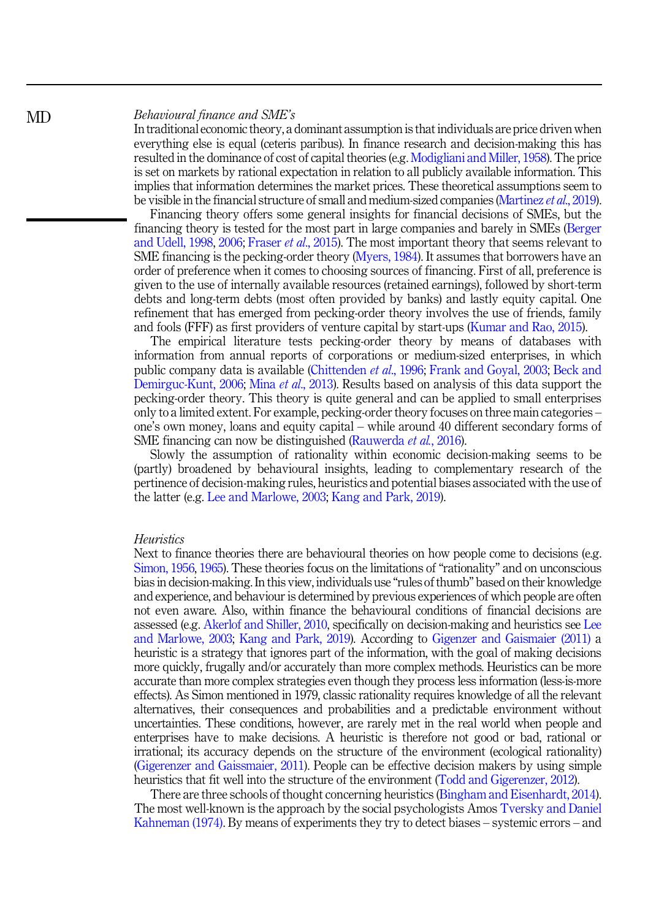### *Behavioural finance and SME's*

In traditional economic theory, a dominant assumption is that individuals are price driven when everything else is equal (ceteris paribus). In finance research and decision-making this has resulted in the dominance of cost of capital theories (e.g. Modigliani and Miller, 1958). The price is set on markets by rational expectation in relation to all publicly available information. This implies that information determines the market prices. These theoretical assumptions seem to be visible in the financial structure of small and medium-sized companies (Martinez *et al.*, 2019).

Financing theory offers some general insights for financial decisions of SMEs, but the financing theory is tested for the most part in large companies and barely in SMEs (Berger and Udell, 1998, 2006; Fraser *et al.*, 2015). The most important theory that seems relevant to SME financing is the pecking-order theory (Myers, 1984). It assumes that borrowers have an order of preference when it comes to choosing sources of financing. First of all, preference is given to the use of internally available resources (retained earnings), followed by short-term debts and long-term debts (most often provided by banks) and lastly equity capital. One refinement that has emerged from pecking-order theory involves the use of friends, family and fools (FFF) as first providers of venture capital by start-ups (Kumar and Rao, 2015).

The empirical literature tests pecking-order theory by means of databases with information from annual reports of corporations or medium-sized enterprises, in which public company data is available (Chittenden *et al.*, 1996; Frank and Goyal, 2003; Beck and Demirguc-Kunt, 2006; Mina *et al.*, 2013). Results based on analysis of this data support the pecking-order theory. This theory is quite general and can be applied to small enterprises only to a limited extent. For example, pecking-order theory focuses on three main categories – one's own money, loans and equity capital – while around 40 different secondary forms of SME financing can now be distinguished (Rauwerda *et al.*, 2016).

Slowly the assumption of rationality within economic decision-making seems to be (partly) broadened by behavioural insights, leading to complementary research of the pertinence of decision-making rules, heuristics and potential biases associated with the use of the latter (e.g. Lee and Marlowe, 2003; Kang and Park, 2019).

### *Heuristics*

Next to finance theories there are behavioural theories on how people come to decisions (e.g. Simon, 1956, 1965). These theories focus on the limitations of "rationality" and on unconscious bias in decision-making. In this view, individuals use "rules of thumb" based on their knowledge and experience, and behaviour is determined by previous experiences of which people are often not even aware. Also, within finance the behavioural conditions of financial decisions are assessed (e.g. Akerlof and Shiller, 2010, specifically on decision-making and heuristics see Lee and Marlowe, 2003; Kang and Park, 2019). According to Gigerenzer and Gaismaier (2011) a heuristic is a strategy that ignores part of the information, with the goal of making decisions more quickly, frugally and/or accurately than more complex methods. Heuristics can be more accurate than more complex strategies even though they process less information (less-is-more effects). As Simon mentioned in 1979, classic rationality requires knowledge of all the relevant alternatives, their consequences and probabilities and a predictable environment without uncertainties. These conditions, however, are rarely met in the real world when people and enterprises have to make decisions. A heuristic is therefore not good or bad, rational or irrational; its accuracy depends on the structure of the environment (ecological rationality) (Gigerenzer and Gaissmaier, 2011). People can be effective decision makers by using simple heuristics that fit well into the structure of the environment (Todd and Gigerenzer, 2012).

There are three schools of thought concerning heuristics (Bingham and Eisenhardt, 2014). The most well-known is the approach by the social psychologists Amos Tversky and Daniel Kahneman (1974). By means of experiments they try to detect biases – systemic errors – and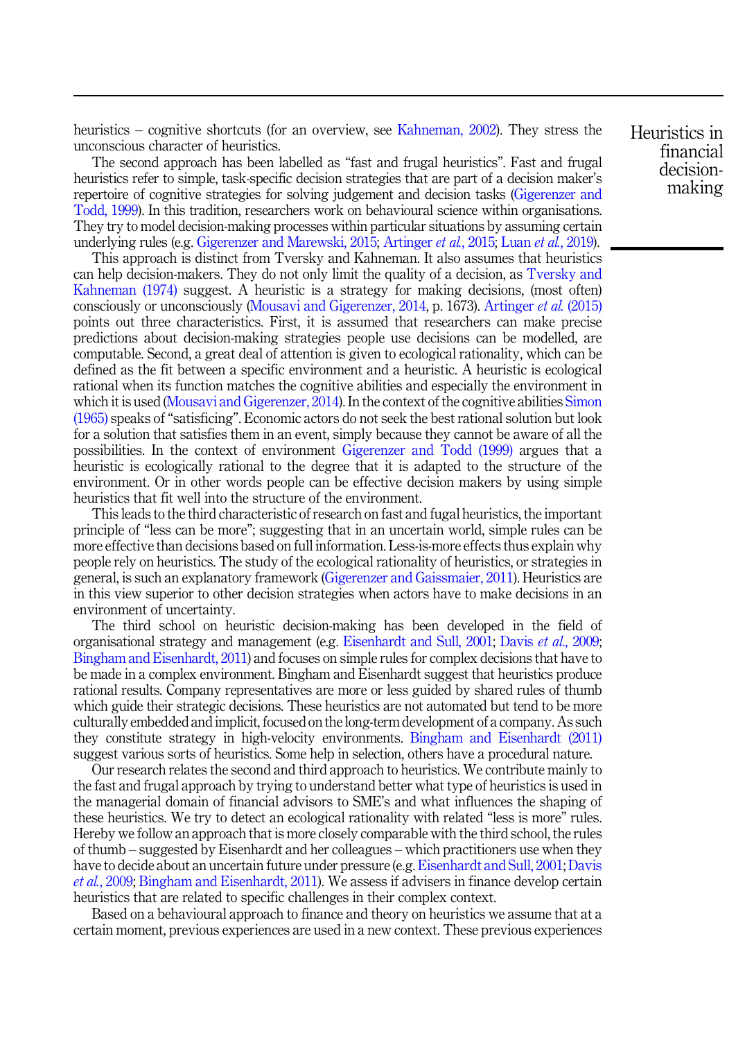heuristics – cognitive shortcuts (for an overview, see Kahneman, 2002). They stress the unconscious character of heuristics.

The second approach has been labelled as "fast and frugal heuristics". Fast and frugal heuristics refer to simple, task-specific decision strategies that are part of a decision maker's repertoire of cognitive strategies for solving judgement and decision tasks (Gigerenzer and Todd, 1999). In this tradition, researchers work on behavioural science within organisations. They try to model decision-making processes within particular situations by assuming certain underlying rules (e.g. Gigerenzer and Marewski, 2015; Artinger *et al.*, 2015; Luan *et al.*, 2019).

This approach is distinct from Tversky and Kahneman. It also assumes that heuristics can help decision-makers. They do not only limit the quality of a decision, as Tversky and Kahneman (1974) suggest. A heuristic is a strategy for making decisions, (most often) consciously or unconsciously (Mousavi and Gigerenzer, 2014, p. 1673). Artinger *et al.* (2015) points out three characteristics. First, it is assumed that researchers can make precise predictions about decision-making strategies people use decisions can be modelled, are computable. Second, a great deal of attention is given to ecological rationality, which can be defined as the fit between a specific environment and a heuristic. A heuristic is ecological rational when its function matches the cognitive abilities and especially the environment in which it is used (Mousavi and Gigerenzer, 2014). In the context of the cognitive abilities Simon (1965) speaks of "satisficing". Economic actors do not seek the best rational solution but look for a solution that satisfies them in an event, simply because they cannot be aware of all the possibilities. In the context of environment Gigerenzer and Todd (1999) argues that a heuristic is ecologically rational to the degree that it is adapted to the structure of the environment. Or in other words people can be effective decision makers by using simple heuristics that fit well into the structure of the environment.

This leads to the third characteristic of research on fast and fugal heuristics, the important principle of "less can be more"; suggesting that in an uncertain world, simple rules can be more effective than decisions based on full information. Less-is-more effects thus explain why people rely on heuristics. The study of the ecological rationality of heuristics, or strategies in general, is such an explanatory framework (Gigerenzer and Gaissmaier, 2011). Heuristics are in this view superior to other decision strategies when actors have to make decisions in an environment of uncertainty.

The third school on heuristic decision-making has been developed in the field of organisational strategy and management (e.g. Eisenhardt and Sull, 2001; Davis *et al.*, 2009; Bingham and Eisenhardt, 2011) and focuses on simple rules for complex decisions that have to be made in a complex environment. Bingham and Eisenhardt suggest that heuristics produce rational results. Company representatives are more or less guided by shared rules of thumb which guide their strategic decisions. These heuristics are not automated but tend to be more culturally embedded and implicit, focused on the long-term development of a company. As such they constitute strategy in high-velocity environments. Bingham and Eisenhardt (2011) suggest various sorts of heuristics. Some help in selection, others have a procedural nature.

Our research relates the second and third approach to heuristics. We contribute mainly to the fast and frugal approach by trying to understand better what type of heuristics is used in the managerial domain of financial advisors to SME's and what influences the shaping of these heuristics. We try to detect an ecological rationality with related "less is more" rules. Hereby we follow an approach that is more closely comparable with the third school, the rules of thumb – suggested by Eisenhardt and her colleagues – which practitioners use when they have to decide about an uncertain future under pressure (e.g. Eisenhardt and Sull, 2001; Davis *et al.*, 2009; Bingham and Eisenhardt, 2011). We assess if advisers in finance develop certain heuristics that are related to specific challenges in their complex context.

Based on a behavioural approach to finance and theory on heuristics we assume that at a certain moment, previous experiences are used in a new context. These previous experiences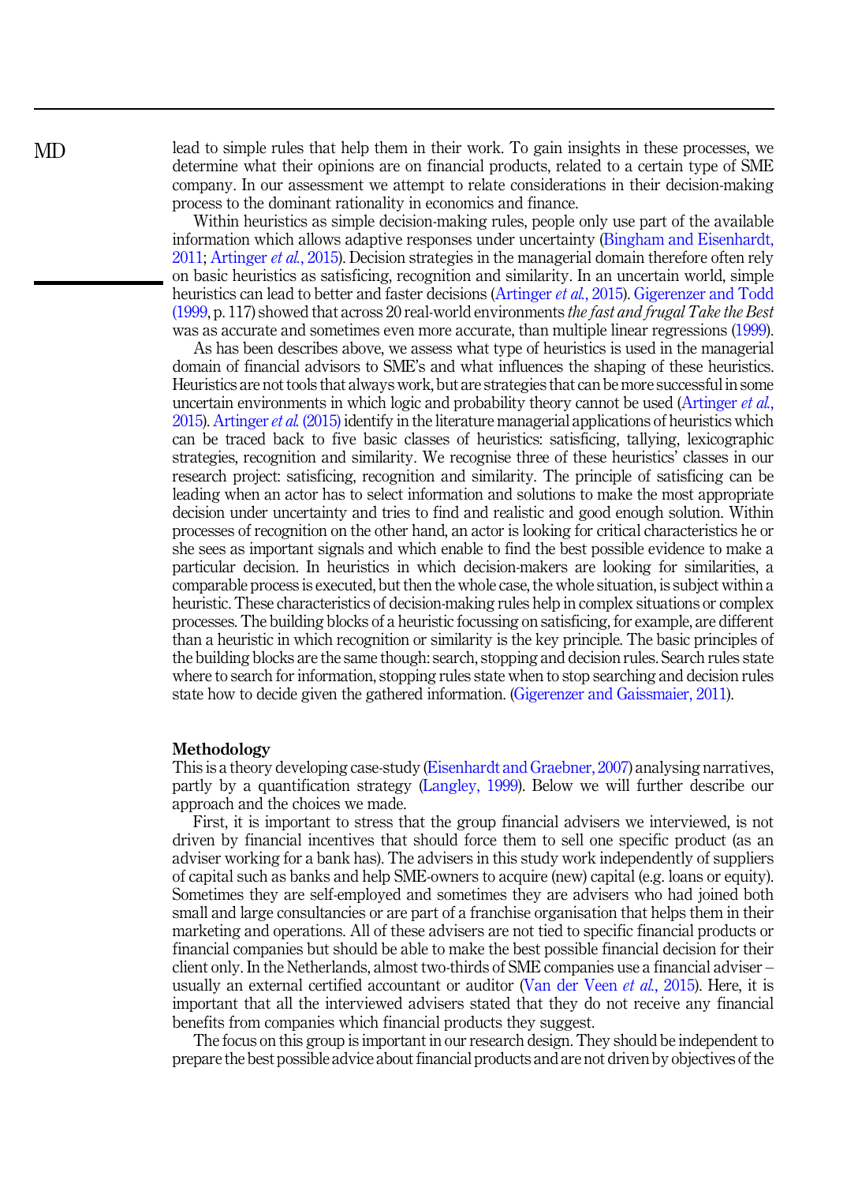lead to simple rules that help them in their work. To gain insights in these processes, we determine what their opinions are on financial products, related to a certain type of SME company. In our assessment we attempt to relate considerations in their decision-making process to the dominant rationality in economics and finance.

Within heuristics as simple decision-making rules, people only use part of the available information which allows adaptive responses under uncertainty (Bingham and Eisenhardt, 2011; Artinger *et al.*, 2015). Decision strategies in the managerial domain therefore often rely on basic heuristics as satisficing, recognition and similarity. In an uncertain world, simple heuristics can lead to better and faster decisions (Artinger *et al.*, 2015). Gigerenzer and Todd (1999, p. 117) showed that across 20 real-world environments *the fast and frugal Take the Best* was as accurate and sometimes even more accurate, than multiple linear regressions (1999).

As has been describes above, we assess what type of heuristics is used in the managerial domain of financial advisors to SME's and what influences the shaping of these heuristics. Heuristics are not tools that always work, but are strategies that can be more successful in some uncertain environments in which logic and probability theory cannot be used (Artinger *et al.*, 2015). Artinger *et al.* (2015) identify in the literature managerial applications of heuristics which can be traced back to five basic classes of heuristics: satisficing, tallying, lexicographic strategies, recognition and similarity. We recognise three of these heuristics' classes in our research project: satisficing, recognition and similarity. The principle of satisficing can be leading when an actor has to select information and solutions to make the most appropriate decision under uncertainty and tries to find and realistic and good enough solution. Within processes of recognition on the other hand, an actor is looking for critical characteristics he or she sees as important signals and which enable to find the best possible evidence to make a particular decision. In heuristics in which decision-makers are looking for similarities, a comparable process is executed, but then the whole case, the whole situation, is subject within a heuristic. These characteristics of decision-making rules help in complex situations or complex processes. The building blocks of a heuristic focussing on satisficing, for example, are different than a heuristic in which recognition or similarity is the key principle. The basic principles of the building blocks are the same though: search, stopping and decision rules. Search rules state where to search for information, stopping rules state when to stop searching and decision rules state how to decide given the gathered information. (Gigerenzer and Gaissmaier, 2011).

## Methodology

This is a theory developing case-study (Eisenhardt and Graebner, 2007) analysing narratives, partly by a quantification strategy (Langley, 1999). Below we will further describe our approach and the choices we made.

First, it is important to stress that the group financial advisers we interviewed, is not driven by financial incentives that should force them to sell one specific product (as an adviser working for a bank has). The advisers in this study work independently of suppliers of capital such as banks and help SME-owners to acquire (new) capital (e.g. loans or equity). Sometimes they are self-employed and sometimes they are advisers who had joined both small and large consultancies or are part of a franchise organisation that helps them in their marketing and operations. All of these advisers are not tied to specific financial products or financial companies but should be able to make the best possible financial decision for their client only. In the Netherlands, almost two-thirds of SME companies use a financial adviser – usually an external certified accountant or auditor (Van der Veen *et al.*, 2015). Here, it is important that all the interviewed advisers stated that they do not receive any financial benefits from companies which financial products they suggest.

The focus on this group is important in our research design. They should be independent to prepare the best possible advice about financial products and are not driven by objectives of the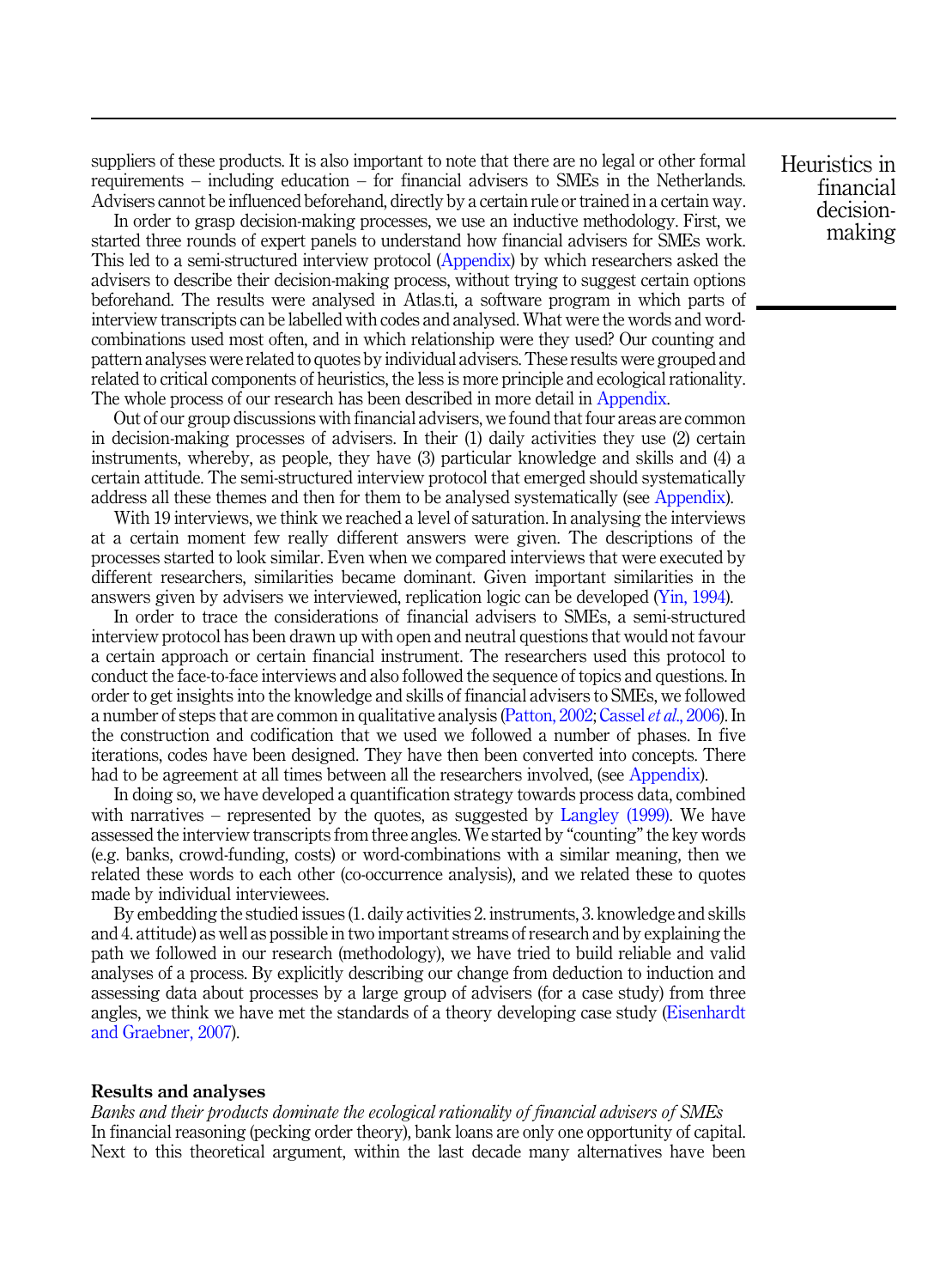suppliers of these products. It is also important to note that there are no legal or other formal requirements – including education – for financial advisers to SMEs in the Netherlands. Advisers cannot be influenced beforehand, directly by a certain rule or trained in a certain way.

In order to grasp decision-making processes, we use an inductive methodology. First, we started three rounds of expert panels to understand how financial advisers for SMEs work. This led to a semi-structured interview protocol (Appendix) by which researchers asked the advisers to describe their decision-making process, without trying to suggest certain options beforehand. The results were analysed in Atlas.ti, a software program in which parts of interview transcripts can be labelled with codes and analysed. What were the words and word-combinations used most often, and in which relationship were they used? Our counting and pattern analyses were related to quotes by individual advisers. These results were grouped and related to critical components of heuristics, the less is more principle and ecological rationality. The whole process of our research has been described in more detail in Appendix.

Out of our group discussions with financial advisers, we found that four areas are common in decision-making processes of advisers. In their (1) daily activities they use (2) certain instruments, whereby, as people, they have (3) particular knowledge and skills and (4) a certain attitude. The semi-structured interview protocol that emerged should systematically address all these themes and then for them to be analysed systematically (see Appendix).

With 19 interviews, we think we reached a level of saturation. In analysing the interviews at a certain moment few really different answers were given. The descriptions of the processes started to look similar. Even when we compared interviews that were executed by different researchers, similarities became dominant. Given important similarities in the answers given by advisers we interviewed, replication logic can be developed (Yin, 1994).

In order to trace the considerations of financial advisers to SMEs, a semi-structured interview protocol has been drawn up with open and neutral questions that would not favour a certain approach or certain financial instrument. The researchers used this protocol to conduct the face-to-face interviews and also followed the sequence of topics and questions. In order to get insights into the knowledge and skills of financial advisers to SMEs, we followed a number of steps that are common in qualitative analysis (Patton, 2002; Cassel *et al.*, 2006). In the construction and codification that we used we followed a number of phases. In five iterations, codes have been designed. They have then been converted into concepts. There had to be agreement at all times between all the researchers involved, (see Appendix).

In doing so, we have developed a quantification strategy towards process data, combined with narratives – represented by the quotes, as suggested by Langley (1999). We have assessed the interview transcripts from three angles. We started by "counting" the key words (e.g. banks, crowd-funding, costs) or word-combinations with a similar meaning, then we related these words to each other (co-occurrence analysis), and we related these to quotes made by individual interviewees.

By embedding the studied issues (1. daily activities 2. instruments, 3. knowledge and skills and 4. attitude) as well as possible in two important streams of research and by explaining the path we followed in our research (methodology), we have tried to build reliable and valid analyses of a process. By explicitly describing our change from deduction to induction and assessing data about processes by a large group of advisers (for a case study) from three angles, we think we have met the standards of a theory developing case study (Eisenhardt and Graebner, 2007).

## Results and analyses

*Banks and their products dominate the ecological rationality of financial advisers of SMEs*

In financial reasoning (pecking order theory), bank loans are only one opportunity of capital. Next to this theoretical argument, within the last decade many alternatives have been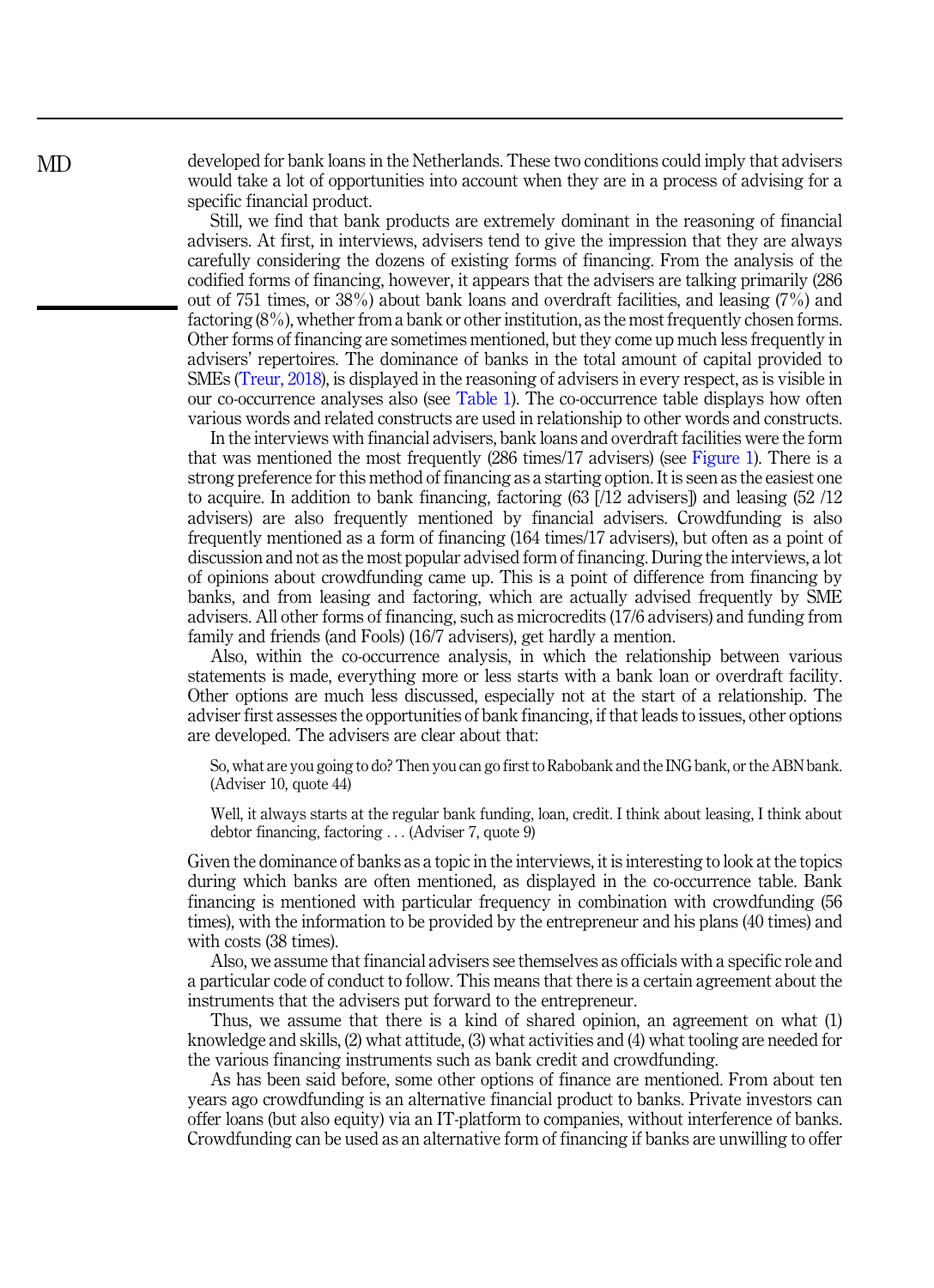developed for bank loans in the Netherlands. These two conditions could imply that advisers would take a lot of opportunities into account when they are in a process of advising for a specific financial product.

Still, we find that bank products are extremely dominant in the reasoning of financial advisers. At first, in interviews, advisers tend to give the impression that they are always carefully considering the dozens of existing forms of financing. From the analysis of the codified forms of financing, however, it appears that the advisers are talking primarily (286 out of 751 times, or 38%) about bank loans and overdraft facilities, and leasing (7%) and factoring (8%), whether from a bank or other institution, as the most frequently chosen forms. Other forms of financing are sometimes mentioned, but they come up much less frequently in advisers' repertoires. The dominance of banks in the total amount of capital provided to SMEs (Treur, 2018), is displayed in the reasoning of advisers in every respect, as is visible in our co-occurrence analyses also (see Table 1). The co-occurrence table displays how often various words and related constructs are used in relationship to other words and constructs.

In the interviews with financial advisers, bank loans and overdraft facilities were the form that was mentioned the most frequently (286 times/17 advisers) (see Figure 1). There is a strong preference for this method of financing as a starting option. It is seen as the easiest one to acquire. In addition to bank financing, factoring (63 [/12 advisers]) and leasing (52 /12 advisers) are also frequently mentioned by financial advisers. Crowdfunding is also frequently mentioned as a form of financing (164 times/17 advisers), but often as a point of discussion and not as the most popular advised form of financing. During the interviews, a lot of opinions about crowdfunding came up. This is a point of difference from financing by banks, and from leasing and factoring, which are actually advised frequently by SME advisers. All other forms of financing, such as microcredits (17/6 advisers) and funding from family and friends (and Fools) (16/7 advisers), get hardly a mention.

Also, within the co-occurrence analysis, in which the relationship between various statements is made, everything more or less starts with a bank loan or overdraft facility. Other options are much less discussed, especially not at the start of a relationship. The adviser first assesses the opportunities of bank financing, if that leads to issues, other options are developed. The advisers are clear about that:

> So, what are you going to do? Then you can go first to Rabobank and the ING bank, or the ABN bank. (Adviser 10, quote 44)

> Well, it always starts at the regular bank funding, loan, credit. I think about leasing, I think about debtor financing, factoring . . . (Adviser 7, quote 9)

Given the dominance of banks as a topic in the interviews, it is interesting to look at the topics during which banks are often mentioned, as displayed in the co-occurrence table. Bank financing is mentioned with particular frequency in combination with crowdfunding (56 times), with the information to be provided by the entrepreneur and his plans (40 times) and with costs (38 times).

Also, we assume that financial advisers see themselves as officials with a specific role and a particular code of conduct to follow. This means that there is a certain agreement about the instruments that the advisers put forward to the entrepreneur.

Thus, we assume that there is a kind of shared opinion, an agreement on what (1) knowledge and skills, (2) what attitude, (3) what activities and (4) what tooling are needed for the various financing instruments such as bank credit and crowdfunding.

As has been said before, some other options of finance are mentioned. From about ten years ago crowdfunding is an alternative financial product to banks. Private investors can offer loans (but also equity) via an IT-platform to companies, without interference of banks. Crowdfunding can be used as an alternative form of financing if banks are unwilling to offer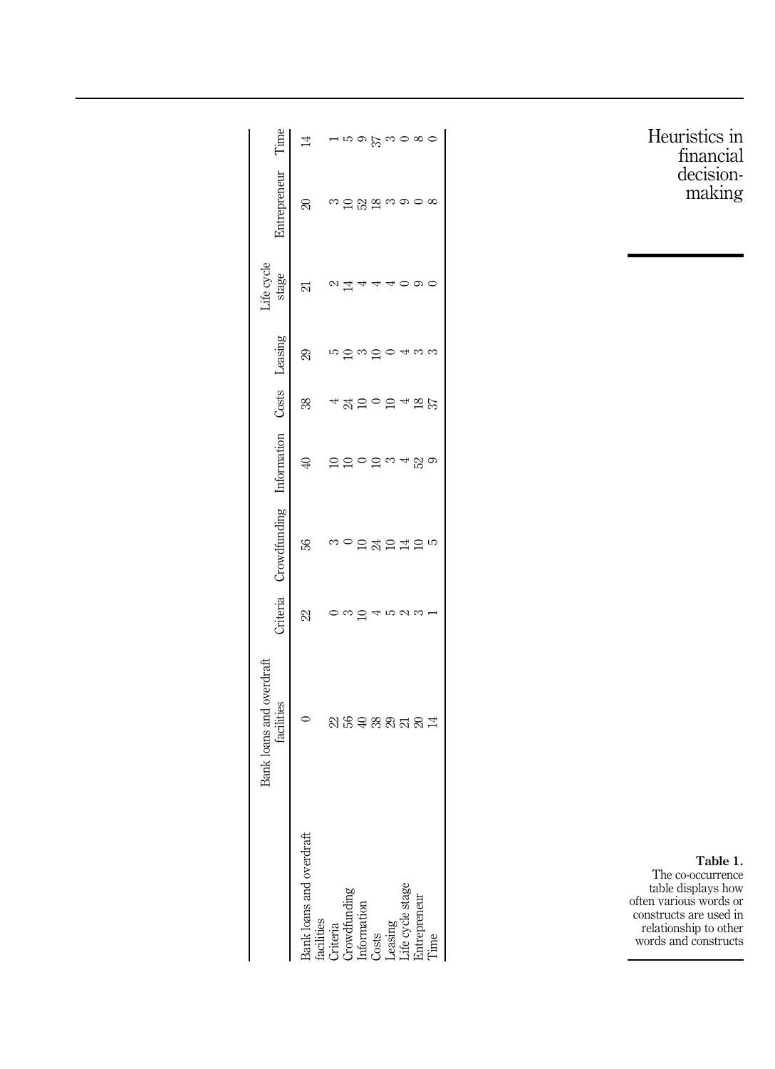**Table 1.** The co-occurrence table displays how often various words or constructs are used in relationship to other words and constructs

| | Bank loans and overdraft facilities | Criteria | Crowdfunding | Information | Costs | Leasing | Life cycle stage | Entrepreneur | Time |
|---|---|---|---|---|---|---|---|---|---|
| Bank loans and overdraft facilities | 0 | 22 | 56 | 40 | 38 | 29 | 21 | 20 | 14 |
| Criteria | 22 | 0 | 3 | 10 | 4 | 5 | 2 | 3 | 1 |
| Crowdfunding | 56 | 3 | 0 | 10 | 24 | 10 | 14 | 10 | 5 |
| Information | 40 | 10 | 10 | 0 | 10 | 3 | 4 | 52 | 9 |
| Costs | 38 | 4 | 24 | 10 | 0 | 10 | 4 | 18 | 37 |
| Leasing | 29 | 5 | 10 | 3 | 10 | 0 | 4 | 3 | 3 |
| Life cycle stage | 21 | 2 | 14 | 4 | 4 | 4 | 0 | 9 | 0 |
| Entrepreneur | 20 | 3 | 10 | 52 | 18 | 3 | 9 | 0 | 8 |
| Time | 14 | 1 | 5 | 9 | 37 | 3 | 0 | 8 | 0 |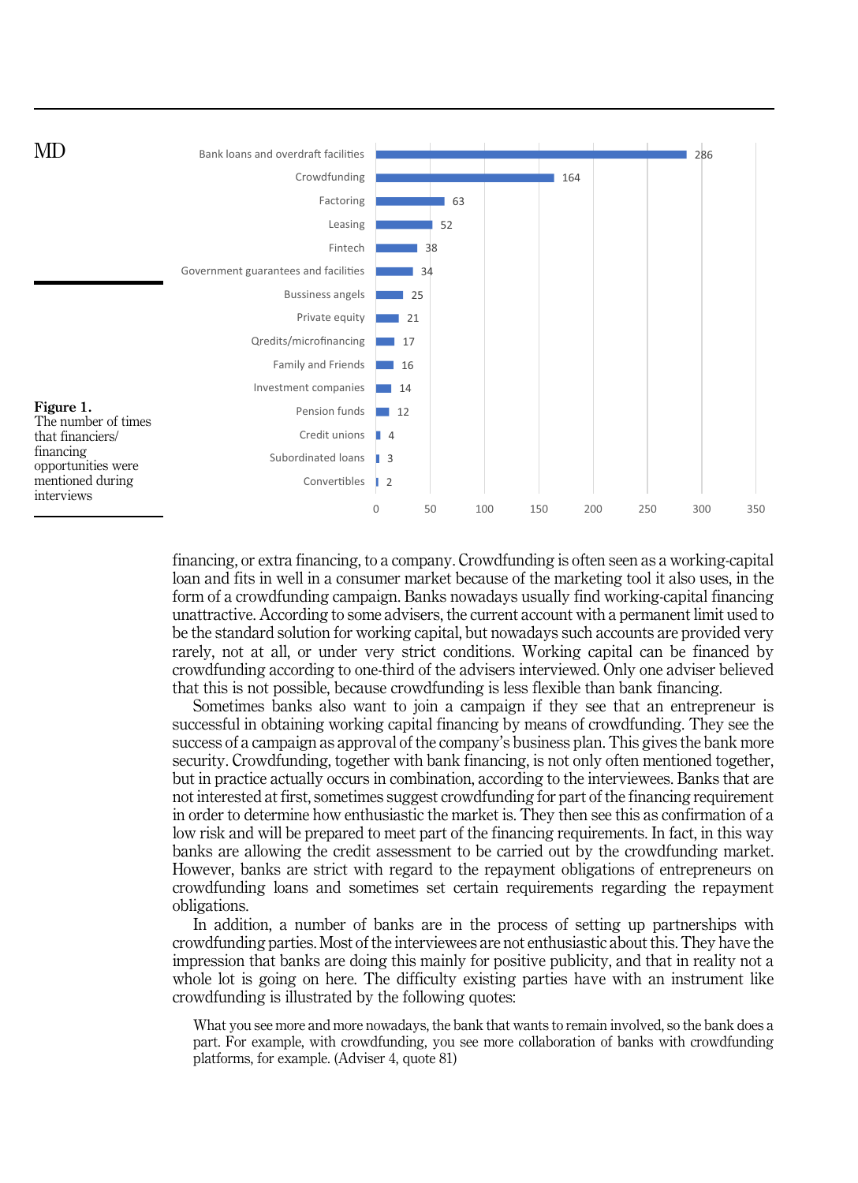| Financier/financing opportunity | Number of times mentioned |
|---|---|
| Bank loans and overdraft facilities | 286 |
| Crowdfunding | 164 |
| Factoring | 63 |
| Leasing | 52 |
| Fintech | 38 |
| Government guarantees and facilities | 34 |
| Bussiness angels | 25 |
| Private equity | 21 |
| Qredits/microfinancing | 17 |
| Family and Friends | 16 |
| Investment companies | 14 |
| Pension funds | 12 |
| Credit unions | 4 |
| Subordinated loans | 3 |
| Convertibles | 2 |

**Figure 1.** The number of times that financiers/financing opportunities were mentioned during interviews

financing, or extra financing, to a company. Crowdfunding is often seen as a working-capital loan and fits in well in a consumer market because of the marketing tool it also uses, in the form of a crowdfunding campaign. Banks nowadays usually find working-capital financing unattractive. According to some advisers, the current account with a permanent limit used to be the standard solution for working capital, but nowadays such accounts are provided very rarely, not at all, or under very strict conditions. Working capital can be financed by crowdfunding according to one-third of the advisers interviewed. Only one adviser believed that this is not possible, because crowdfunding is less flexible than bank financing.

Sometimes banks also want to join a campaign if they see that an entrepreneur is successful in obtaining working capital financing by means of crowdfunding. They see the success of a campaign as approval of the company's business plan. This gives the bank more security. Crowdfunding, together with bank financing, is not only often mentioned together, but in practice actually occurs in combination, according to the interviewees. Banks that are not interested at first, sometimes suggest crowdfunding for part of the financing requirement in order to determine how enthusiastic the market is. They then see this as confirmation of a low risk and will be prepared to meet part of the financing requirements. In fact, in this way banks are allowing the credit assessment to be carried out by the crowdfunding market. However, banks are strict with regard to the repayment obligations of entrepreneurs on crowdfunding loans and sometimes set certain requirements regarding the repayment obligations.

In addition, a number of banks are in the process of setting up partnerships with crowdfunding parties. Most of the interviewees are not enthusiastic about this. They have the impression that banks are doing this mainly for positive publicity, and that in reality not a whole lot is going on here. The difficulty existing parties have with an instrument like crowdfunding is illustrated by the following quotes:

> What you see more and more nowadays, the bank that wants to remain involved, so the bank does a part. For example, with crowdfunding, you see more collaboration of banks with crowdfunding platforms, for example. (Adviser 4, quote 81)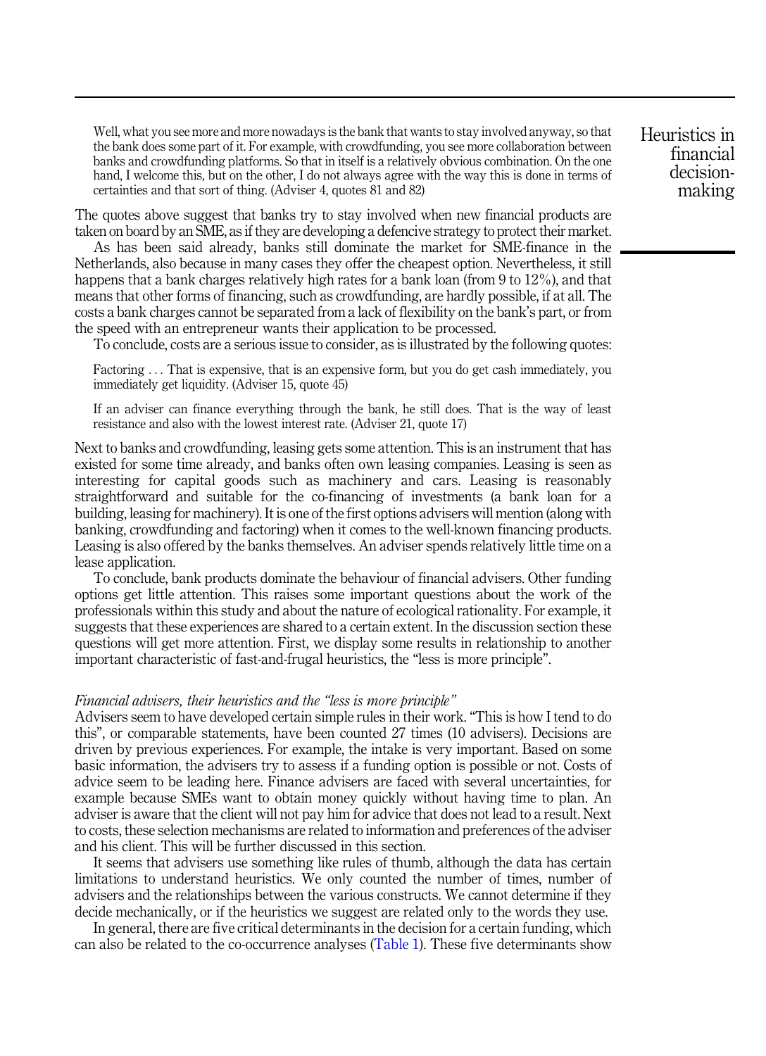> Well, what you see more and more nowadays is the bank that wants to stay involved anyway, so that the bank does some part of it. For example, with crowdfunding, you see more collaboration between banks and crowdfunding platforms. So that in itself is a relatively obvious combination. On the one hand, I welcome this, but on the other, I do not always agree with the way this is done in terms of certainties and that sort of thing. (Adviser 4, quotes 81 and 82)

The quotes above suggest that banks try to stay involved when new financial products are taken on board by an SME, as if they are developing a defencive strategy to protect their market.

As has been said already, banks still dominate the market for SME-finance in the Netherlands, also because in many cases they offer the cheapest option. Nevertheless, it still happens that a bank charges relatively high rates for a bank loan (from 9 to 12%), and that means that other forms of financing, such as crowdfunding, are hardly possible, if at all. The costs a bank charges cannot be separated from a lack of flexibility on the bank's part, or from the speed with an entrepreneur wants their application to be processed.

To conclude, costs are a serious issue to consider, as is illustrated by the following quotes:

> Factoring ... That is expensive, that is an expensive form, but you do get cash immediately, you immediately get liquidity. (Adviser 15, quote 45)

> If an adviser can finance everything through the bank, he still does. That is the way of least resistance and also with the lowest interest rate. (Adviser 21, quote 17)

Next to banks and crowdfunding, leasing gets some attention. This is an instrument that has existed for some time already, and banks often own leasing companies. Leasing is seen as interesting for capital goods such as machinery and cars. Leasing is reasonably straightforward and suitable for the co-financing of investments (a bank loan for a building, leasing for machinery). It is one of the first options advisers will mention (along with banking, crowdfunding and factoring) when it comes to the well-known financing products. Leasing is also offered by the banks themselves. An adviser spends relatively little time on a lease application.

To conclude, bank products dominate the behaviour of financial advisers. Other funding options get little attention. This raises some important questions about the work of the professionals within this study and about the nature of ecological rationality. For example, it suggests that these experiences are shared to a certain extent. In the discussion section these questions will get more attention. First, we display some results in relationship to another important characteristic of fast-and-frugal heuristics, the "less is more principle".

### *Financial advisers, their heuristics and the "less is more principle"*

Advisers seem to have developed certain simple rules in their work. "This is how I tend to do this", or comparable statements, have been counted 27 times (10 advisers). Decisions are driven by previous experiences. For example, the intake is very important. Based on some basic information, the advisers try to assess if a funding option is possible or not. Costs of advice seem to be leading here. Finance advisers are faced with several uncertainties, for example because SMEs want to obtain money quickly without having time to plan. An adviser is aware that the client will not pay him for advice that does not lead to a result. Next to costs, these selection mechanisms are related to information and preferences of the adviser and his client. This will be further discussed in this section.

It seems that advisers use something like rules of thumb, although the data has certain limitations to understand heuristics. We only counted the number of times, number of advisers and the relationships between the various constructs. We cannot determine if they decide mechanically, or if the heuristics we suggest are related only to the words they use.

In general, there are five critical determinants in the decision for a certain funding, which can also be related to the co-occurrence analyses (Table 1). These five determinants show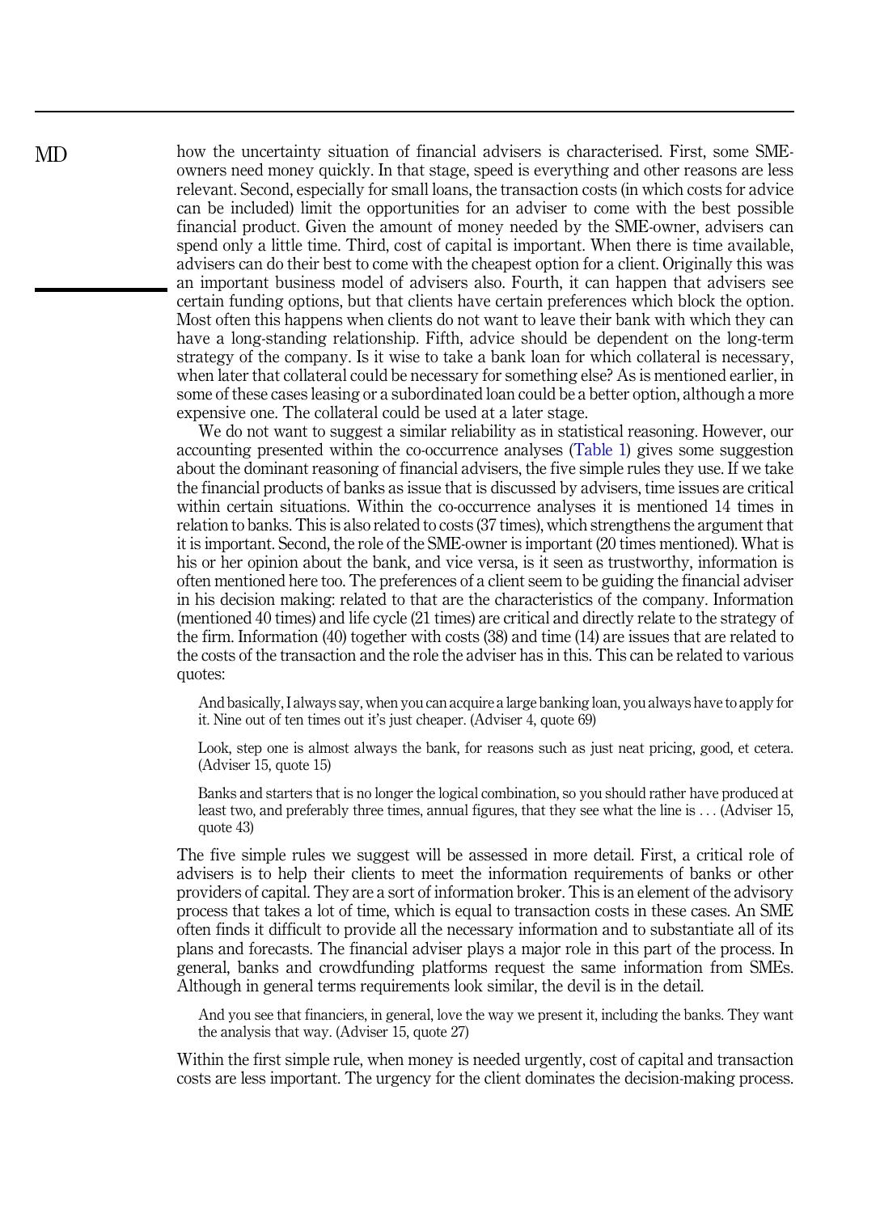how the uncertainty situation of financial advisers is characterised. First, some SME-owners need money quickly. In that stage, speed is everything and other reasons are less relevant. Second, especially for small loans, the transaction costs (in which costs for advice can be included) limit the opportunities for an adviser to come with the best possible financial product. Given the amount of money needed by the SME-owner, advisers can spend only a little time. Third, cost of capital is important. When there is time available, advisers can do their best to come with the cheapest option for a client. Originally this was an important business model of advisers also. Fourth, it can happen that advisers see certain funding options, but that clients have certain preferences which block the option. Most often this happens when clients do not want to leave their bank with which they can have a long-standing relationship. Fifth, advice should be dependent on the long-term strategy of the company. Is it wise to take a bank loan for which collateral is necessary, when later that collateral could be necessary for something else? As is mentioned earlier, in some of these cases leasing or a subordinated loan could be a better option, although a more expensive one. The collateral could be used at a later stage.

We do not want to suggest a similar reliability as in statistical reasoning. However, our accounting presented within the co-occurrence analyses (Table 1) gives some suggestion about the dominant reasoning of financial advisers, the five simple rules they use. If we take the financial products of banks as issue that is discussed by advisers, time issues are critical within certain situations. Within the co-occurrence analyses it is mentioned 14 times in relation to banks. This is also related to costs (37 times), which strengthens the argument that it is important. Second, the role of the SME-owner is important (20 times mentioned). What is his or her opinion about the bank, and vice versa, is it seen as trustworthy, information is often mentioned here too. The preferences of a client seem to be guiding the financial adviser in his decision making: related to that are the characteristics of the company. Information (mentioned 40 times) and life cycle (21 times) are critical and directly relate to the strategy of the firm. Information (40) together with costs (38) and time (14) are issues that are related to the costs of the transaction and the role the adviser has in this. This can be related to various quotes:

> And basically, I always say, when you can acquire a large banking loan, you always have to apply for it. Nine out of ten times out it's just cheaper. (Adviser 4, quote 69)

> Look, step one is almost always the bank, for reasons such as just neat pricing, good, et cetera. (Adviser 15, quote 15)

> Banks and starters that is no longer the logical combination, so you should rather have produced at least two, and preferably three times, annual figures, that they see what the line is . . . (Adviser 15, quote 43)

The five simple rules we suggest will be assessed in more detail. First, a critical role of advisers is to help their clients to meet the information requirements of banks or other providers of capital. They are a sort of information broker. This is an element of the advisory process that takes a lot of time, which is equal to transaction costs in these cases. An SME often finds it difficult to provide all the necessary information and to substantiate all of its plans and forecasts. The financial adviser plays a major role in this part of the process. In general, banks and crowdfunding platforms request the same information from SMEs. Although in general terms requirements look similar, the devil is in the detail.

> And you see that financiers, in general, love the way we present it, including the banks. They want the analysis that way. (Adviser 15, quote 27)

Within the first simple rule, when money is needed urgently, cost of capital and transaction costs are less important. The urgency for the client dominates the decision-making process.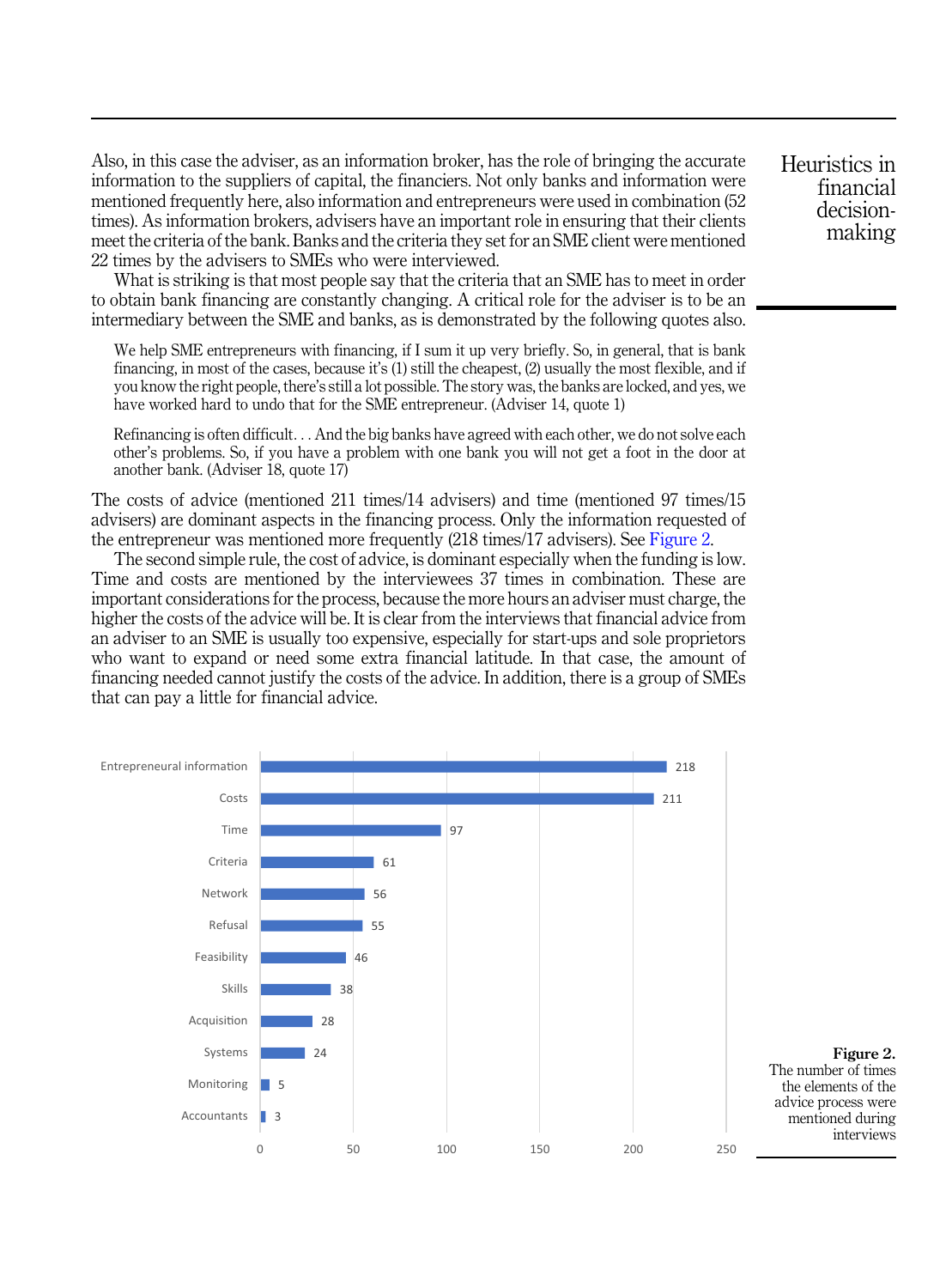Also, in this case the adviser, as an information broker, has the role of bringing the accurate information to the suppliers of capital, the financiers. Not only banks and information were mentioned frequently here, also information and entrepreneurs were used in combination (52 times). As information brokers, advisers have an important role in ensuring that their clients meet the criteria of the bank. Banks and the criteria they set for an SME client were mentioned 22 times by the advisers to SMEs who were interviewed.

What is striking is that most people say that the criteria that an SME has to meet in order to obtain bank financing are constantly changing. A critical role for the adviser is to be an intermediary between the SME and banks, as is demonstrated by the following quotes also.

> We help SME entrepreneurs with financing, if I sum it up very briefly. So, in general, that is bank financing, in most of the cases, because it's (1) still the cheapest, (2) usually the most flexible, and if you know the right people, there's still a lot possible. The story was, the banks are locked, and yes, we have worked hard to undo that for the SME entrepreneur. (Adviser 14, quote 1)

> Refinancing is often difficult. . . And the big banks have agreed with each other, we do not solve each other's problems. So, if you have a problem with one bank you will not get a foot in the door at another bank. (Adviser 18, quote 17)

The costs of advice (mentioned 211 times/14 advisers) and time (mentioned 97 times/15 advisers) are dominant aspects in the financing process. Only the information requested of the entrepreneur was mentioned more frequently (218 times/17 advisers). See Figure 2.

The second simple rule, the cost of advice, is dominant especially when the funding is low. Time and costs are mentioned by the interviewees 37 times in combination. These are important considerations for the process, because the more hours an adviser must charge, the higher the costs of the advice will be. It is clear from the interviews that financial advice from an adviser to an SME is usually too expensive, especially for start-ups and sole proprietors who want to expand or need some extra financial latitude. In that case, the amount of financing needed cannot justify the costs of the advice. In addition, there is a group of SMEs that can pay a little for financial advice.

| Element | Times mentioned |
|---|---|
| Entrepreneural information | 218 |
| Costs | 211 |
| Time | 97 |
| Criteria | 61 |
| Network | 56 |
| Refusal | 55 |
| Feasibility | 46 |
| Skills | 38 |
| Acquisition | 28 |
| Systems | 24 |
| Monitoring | 5 |
| Accountants | 3 |

**Figure 2.** The number of times the elements of the advice process were mentioned during interviews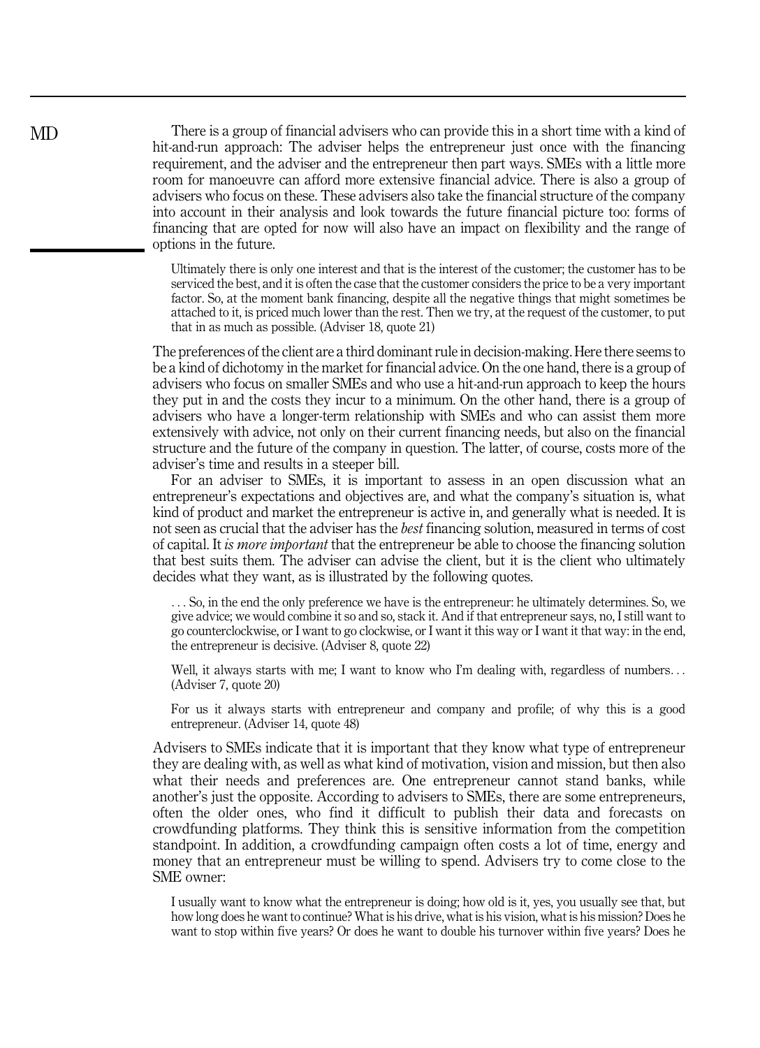There is a group of financial advisers who can provide this in a short time with a kind of hit-and-run approach: The adviser helps the entrepreneur just once with the financing requirement, and the adviser and the entrepreneur then part ways. SMEs with a little more room for manoeuvre can afford more extensive financial advice. There is also a group of advisers who focus on these. These advisers also take the financial structure of the company into account in their analysis and look towards the future financial picture too: forms of financing that are opted for now will also have an impact on flexibility and the range of options in the future.

> Ultimately there is only one interest and that is the interest of the customer; the customer has to be serviced the best, and it is often the case that the customer considers the price to be a very important factor. So, at the moment bank financing, despite all the negative things that might sometimes be attached to it, is priced much lower than the rest. Then we try, at the request of the customer, to put that in as much as possible. (Adviser 18, quote 21)

The preferences of the client are a third dominant rule in decision-making. Here there seems to be a kind of dichotomy in the market for financial advice. On the one hand, there is a group of advisers who focus on smaller SMEs and who use a hit-and-run approach to keep the hours they put in and the costs they incur to a minimum. On the other hand, there is a group of advisers who have a longer-term relationship with SMEs and who can assist them more extensively with advice, not only on their current financing needs, but also on the financial structure and the future of the company in question. The latter, of course, costs more of the adviser's time and results in a steeper bill.

For an adviser to SMEs, it is important to assess in an open discussion what an entrepreneur's expectations and objectives are, and what the company's situation is, what kind of product and market the entrepreneur is active in, and generally what is needed. It is not seen as crucial that the adviser has the *best* financing solution, measured in terms of cost of capital. It *is more important* that the entrepreneur be able to choose the financing solution that best suits them. The adviser can advise the client, but it is the client who ultimately decides what they want, as is illustrated by the following quotes.

> . . . So, in the end the only preference we have is the entrepreneur: he ultimately determines. So, we give advice; we would combine it so and so, stack it. And if that entrepreneur says, no, I still want to go counterclockwise, or I want to go clockwise, or I want it this way or I want it that way: in the end, the entrepreneur is decisive. (Adviser 8, quote 22)

> Well, it always starts with me; I want to know who I'm dealing with, regardless of numbers. . . (Adviser 7, quote 20)

> For us it always starts with entrepreneur and company and profile; of why this is a good entrepreneur. (Adviser 14, quote 48)

Advisers to SMEs indicate that it is important that they know what type of entrepreneur they are dealing with, as well as what kind of motivation, vision and mission, but then also what their needs and preferences are. One entrepreneur cannot stand banks, while another's just the opposite. According to advisers to SMEs, there are some entrepreneurs, often the older ones, who find it difficult to publish their data and forecasts on crowdfunding platforms. They think this is sensitive information from the competition standpoint. In addition, a crowdfunding campaign often costs a lot of time, energy and money that an entrepreneur must be willing to spend. Advisers try to come close to the SME owner:

> I usually want to know what the entrepreneur is doing; how old is it, yes, you usually see that, but how long does he want to continue? What is his drive, what is his vision, what is his mission? Does he want to stop within five years? Or does he want to double his turnover within five years? Does he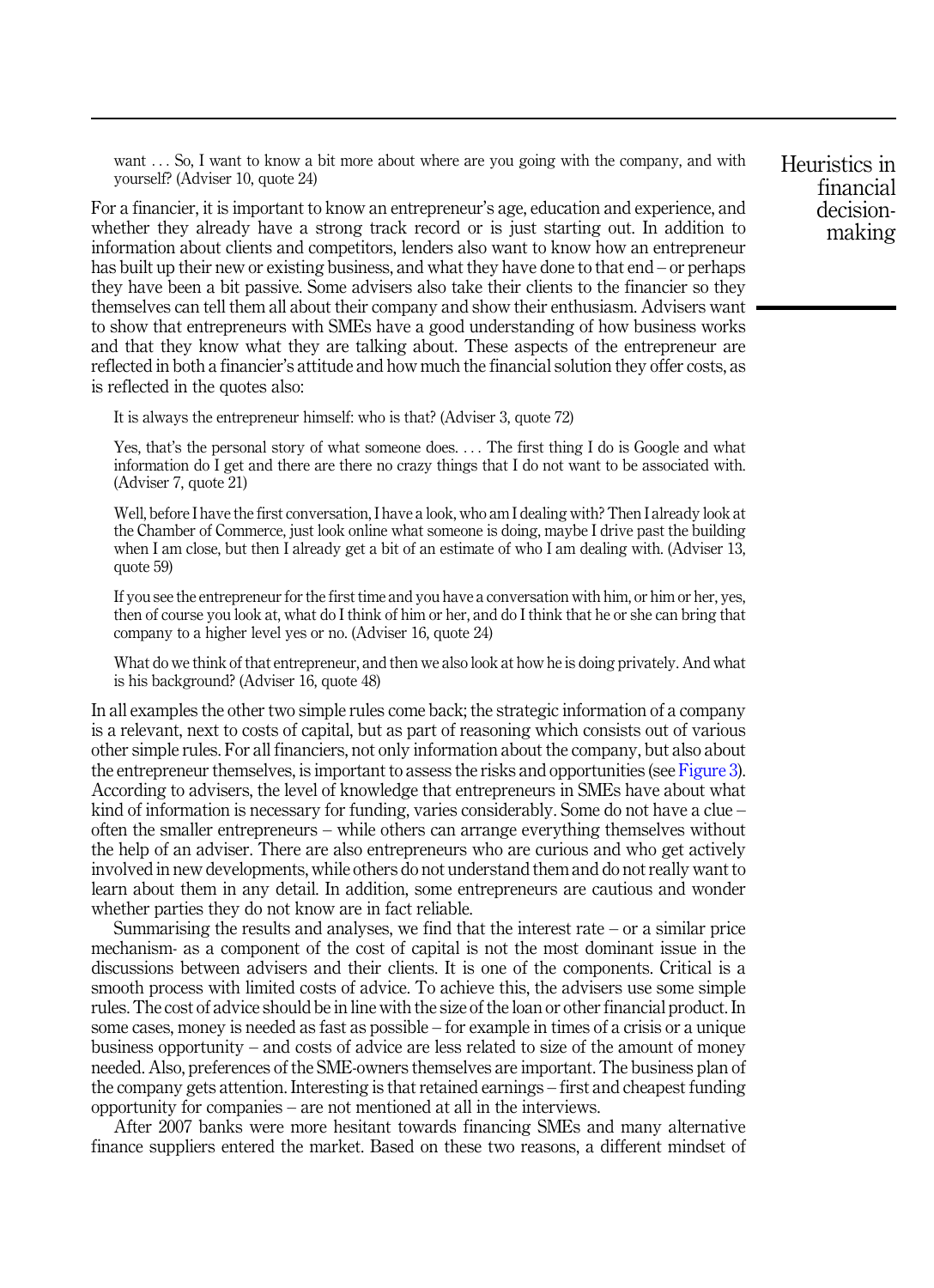want . . . So, I want to know a bit more about where are you going with the company, and with yourself? (Adviser 10, quote 24)

For a financier, it is important to know an entrepreneur's age, education and experience, and whether they already have a strong track record or is just starting out. In addition to information about clients and competitors, lenders also want to know how an entrepreneur has built up their new or existing business, and what they have done to that end – or perhaps they have been a bit passive. Some advisers also take their clients to the financier so they themselves can tell them all about their company and show their enthusiasm. Advisers want to show that entrepreneurs with SMEs have a good understanding of how business works and that they know what they are talking about. These aspects of the entrepreneur are reflected in both a financier's attitude and how much the financial solution they offer costs, as is reflected in the quotes also:

> It is always the entrepreneur himself: who is that? (Adviser 3, quote 72)

> Yes, that's the personal story of what someone does. . . . The first thing I do is Google and what information do I get and there are there no crazy things that I do not want to be associated with. (Adviser 7, quote 21)

> Well, before I have the first conversation, I have a look, who am I dealing with? Then I already look at the Chamber of Commerce, just look online what someone is doing, maybe I drive past the building when I am close, but then I already get a bit of an estimate of who I am dealing with. (Adviser 13, quote 59)

> If you see the entrepreneur for the first time and you have a conversation with him, or him or her, yes, then of course you look at, what do I think of him or her, and do I think that he or she can bring that company to a higher level yes or no. (Adviser 16, quote 24)

> What do we think of that entrepreneur, and then we also look at how he is doing privately. And what is his background? (Adviser 16, quote 48)

In all examples the other two simple rules come back; the strategic information of a company is a relevant, next to costs of capital, but as part of reasoning which consists out of various other simple rules. For all financiers, not only information about the company, but also about the entrepreneur themselves, is important to assess the risks and opportunities (see Figure 3). According to advisers, the level of knowledge that entrepreneurs in SMEs have about what kind of information is necessary for funding, varies considerably. Some do not have a clue – often the smaller entrepreneurs – while others can arrange everything themselves without the help of an adviser. There are also entrepreneurs who are curious and who get actively involved in new developments, while others do not understand them and do not really want to learn about them in any detail. In addition, some entrepreneurs are cautious and wonder whether parties they do not know are in fact reliable.

Summarising the results and analyses, we find that the interest rate – or a similar price mechanism- as a component of the cost of capital is not the most dominant issue in the discussions between advisers and their clients. It is one of the components. Critical is a smooth process with limited costs of advice. To achieve this, the advisers use some simple rules. The cost of advice should be in line with the size of the loan or other financial product. In some cases, money is needed as fast as possible – for example in times of a crisis or a unique business opportunity – and costs of advice are less related to size of the amount of money needed. Also, preferences of the SME-owners themselves are important. The business plan of the company gets attention. Interesting is that retained earnings – first and cheapest funding opportunity for companies – are not mentioned at all in the interviews.

After 2007 banks were more hesitant towards financing SMEs and many alternative finance suppliers entered the market. Based on these two reasons, a different mindset of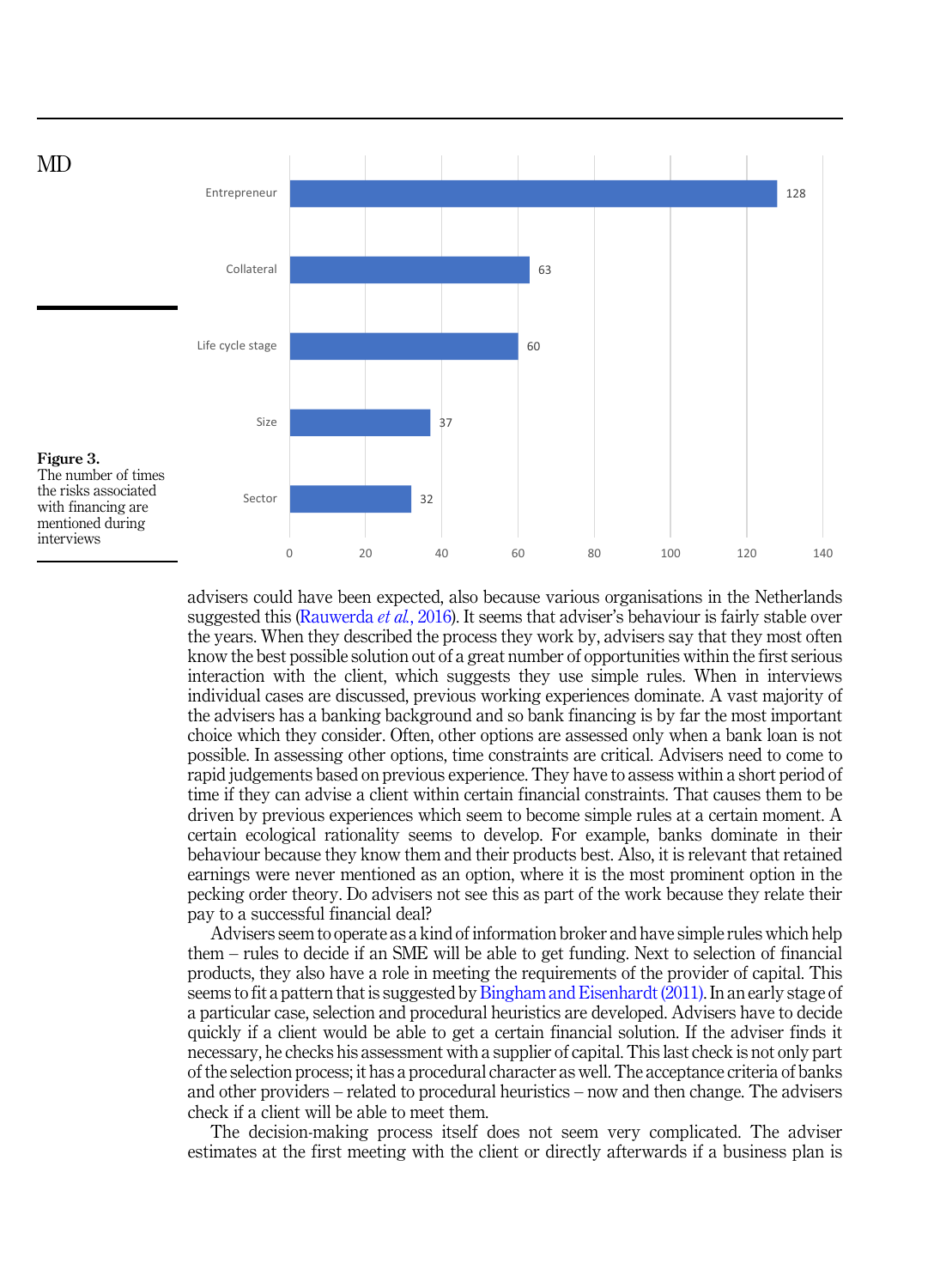| Risk | Number of times mentioned |
|---|---|
| Entrepreneur | 128 |
| Collateral | 63 |
| Life cycle stage | 60 |
| Size | 37 |
| Sector | 32 |

**Figure 3.**
The number of times the risks associated with financing are mentioned during interviews

advisers could have been expected, also because various organisations in the Netherlands suggested this (Rauwerda *et al.*, 2016). It seems that adviser's behaviour is fairly stable over the years. When they described the process they work by, advisers say that they most often know the best possible solution out of a great number of opportunities within the first serious interaction with the client, which suggests they use simple rules. When in interviews individual cases are discussed, previous working experiences dominate. A vast majority of the advisers has a banking background and so bank financing is by far the most important choice which they consider. Often, other options are assessed only when a bank loan is not possible. In assessing other options, time constraints are critical. Advisers need to come to rapid judgements based on previous experience. They have to assess within a short period of time if they can advise a client within certain financial constraints. That causes them to be driven by previous experiences which seem to become simple rules at a certain moment. A certain ecological rationality seems to develop. For example, banks dominate in their behaviour because they know them and their products best. Also, it is relevant that retained earnings were never mentioned as an option, where it is the most prominent option in the pecking order theory. Do advisers not see this as part of the work because they relate their pay to a successful financial deal?

Advisers seem to operate as a kind of information broker and have simple rules which help them – rules to decide if an SME will be able to get funding. Next to selection of financial products, they also have a role in meeting the requirements of the provider of capital. This seems to fit a pattern that is suggested by Bingham and Eisenhardt (2011). In an early stage of a particular case, selection and procedural heuristics are developed. Advisers have to decide quickly if a client would be able to get a certain financial solution. If the adviser finds it necessary, he checks his assessment with a supplier of capital. This last check is not only part of the selection process; it has a procedural character as well. The acceptance criteria of banks and other providers – related to procedural heuristics – now and then change. The advisers check if a client will be able to meet them.

The decision-making process itself does not seem very complicated. The adviser estimates at the first meeting with the client or directly afterwards if a business plan is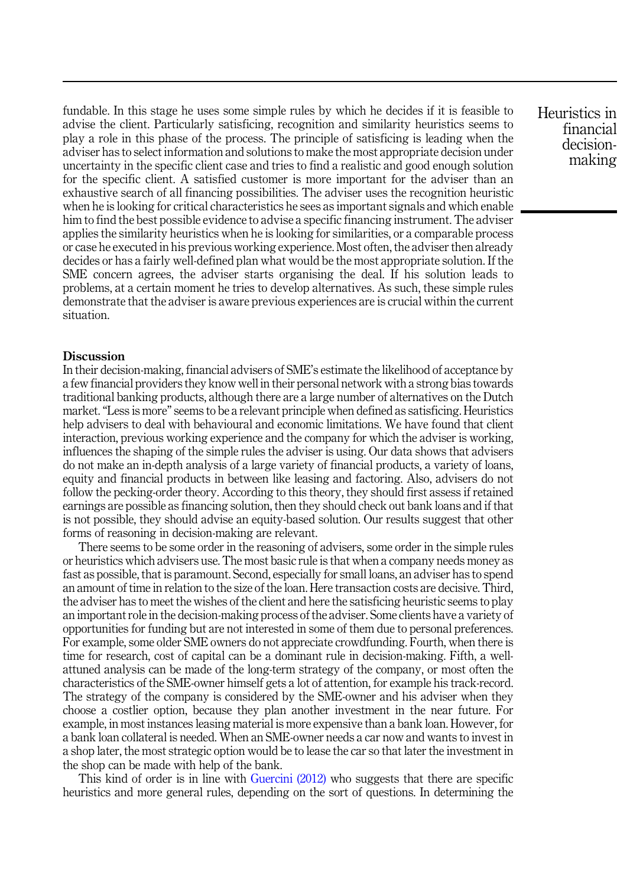fundable. In this stage he uses some simple rules by which he decides if it is feasible to advise the client. Particularly satisficing, recognition and similarity heuristics seems to play a role in this phase of the process. The principle of satisficing is leading when the adviser has to select information and solutions to make the most appropriate decision under uncertainty in the specific client case and tries to find a realistic and good enough solution for the specific client. A satisfied customer is more important for the adviser than an exhaustive search of all financing possibilities. The adviser uses the recognition heuristic when he is looking for critical characteristics he sees as important signals and which enable him to find the best possible evidence to advise a specific financing instrument. The adviser applies the similarity heuristics when he is looking for similarities, or a comparable process or case he executed in his previous working experience. Most often, the adviser then already decides or has a fairly well-defined plan what would be the most appropriate solution. If the SME concern agrees, the adviser starts organising the deal. If his solution leads to problems, at a certain moment he tries to develop alternatives. As such, these simple rules demonstrate that the adviser is aware previous experiences are is crucial within the current situation.

## Discussion

In their decision-making, financial advisers of SME's estimate the likelihood of acceptance by a few financial providers they know well in their personal network with a strong bias towards traditional banking products, although there are a large number of alternatives on the Dutch market. "Less is more" seems to be a relevant principle when defined as satisficing. Heuristics help advisers to deal with behavioural and economic limitations. We have found that client interaction, previous working experience and the company for which the adviser is working, influences the shaping of the simple rules the adviser is using. Our data shows that advisers do not make an in-depth analysis of a large variety of financial products, a variety of loans, equity and financial products in between like leasing and factoring. Also, advisers do not follow the pecking-order theory. According to this theory, they should first assess if retained earnings are possible as financing solution, then they should check out bank loans and if that is not possible, they should advise an equity-based solution. Our results suggest that other forms of reasoning in decision-making are relevant.

There seems to be some order in the reasoning of advisers, some order in the simple rules or heuristics which advisers use. The most basic rule is that when a company needs money as fast as possible, that is paramount. Second, especially for small loans, an adviser has to spend an amount of time in relation to the size of the loan. Here transaction costs are decisive. Third, the adviser has to meet the wishes of the client and here the satisficing heuristic seems to play an important role in the decision-making process of the adviser. Some clients have a variety of opportunities for funding but are not interested in some of them due to personal preferences. For example, some older SME owners do not appreciate crowdfunding. Fourth, when there is time for research, cost of capital can be a dominant rule in decision-making. Fifth, a well-attuned analysis can be made of the long-term strategy of the company, or most often the characteristics of the SME-owner himself gets a lot of attention, for example his track-record. The strategy of the company is considered by the SME-owner and his adviser when they choose a costlier option, because they plan another investment in the near future. For example, in most instances leasing material is more expensive than a bank loan. However, for a bank loan collateral is needed. When an SME-owner needs a car now and wants to invest in a shop later, the most strategic option would be to lease the car so that later the investment in the shop can be made with help of the bank.

This kind of order is in line with Guercini (2012) who suggests that there are specific heuristics and more general rules, depending on the sort of questions. In determining the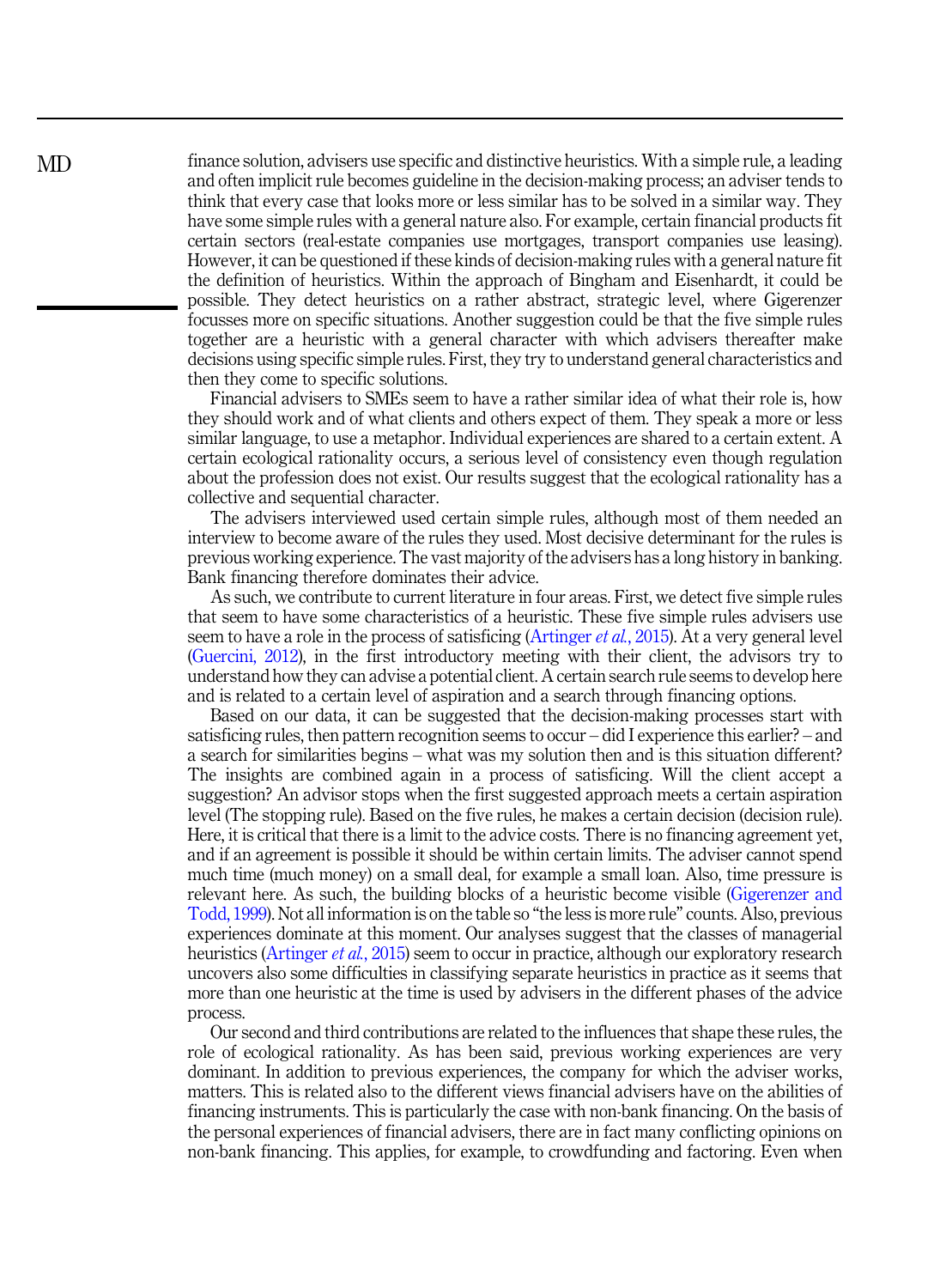finance solution, advisers use specific and distinctive heuristics. With a simple rule, a leading and often implicit rule becomes guideline in the decision-making process; an adviser tends to think that every case that looks more or less similar has to be solved in a similar way. They have some simple rules with a general nature also. For example, certain financial products fit certain sectors (real-estate companies use mortgages, transport companies use leasing). However, it can be questioned if these kinds of decision-making rules with a general nature fit the definition of heuristics. Within the approach of Bingham and Eisenhardt, it could be possible. They detect heuristics on a rather abstract, strategic level, where Gigerenzer focusses more on specific situations. Another suggestion could be that the five simple rules together are a heuristic with a general character with which advisers thereafter make decisions using specific simple rules. First, they try to understand general characteristics and then they come to specific solutions.

Financial advisers to SMEs seem to have a rather similar idea of what their role is, how they should work and of what clients and others expect of them. They speak a more or less similar language, to use a metaphor. Individual experiences are shared to a certain extent. A certain ecological rationality occurs, a serious level of consistency even though regulation about the profession does not exist. Our results suggest that the ecological rationality has a collective and sequential character.

The advisers interviewed used certain simple rules, although most of them needed an interview to become aware of the rules they used. Most decisive determinant for the rules is previous working experience. The vast majority of the advisers has a long history in banking. Bank financing therefore dominates their advice.

As such, we contribute to current literature in four areas. First, we detect five simple rules that seem to have some characteristics of a heuristic. These five simple rules advisers use seem to have a role in the process of satisficing (Artinger *et al.*, 2015). At a very general level (Guercini, 2012), in the first introductory meeting with their client, the advisors try to understand how they can advise a potential client. A certain search rule seems to develop here and is related to a certain level of aspiration and a search through financing options.

Based on our data, it can be suggested that the decision-making processes start with satisficing rules, then pattern recognition seems to occur – did I experience this earlier? – and a search for similarities begins – what was my solution then and is this situation different? The insights are combined again in a process of satisficing. Will the client accept a suggestion? An advisor stops when the first suggested approach meets a certain aspiration level (The stopping rule). Based on the five rules, he makes a certain decision (decision rule). Here, it is critical that there is a limit to the advice costs. There is no financing agreement yet, and if an agreement is possible it should be within certain limits. The adviser cannot spend much time (much money) on a small deal, for example a small loan. Also, time pressure is relevant here. As such, the building blocks of a heuristic become visible (Gigerenzer and Todd, 1999). Not all information is on the table so "the less is more rule" counts. Also, previous experiences dominate at this moment. Our analyses suggest that the classes of managerial heuristics (Artinger *et al.*, 2015) seem to occur in practice, although our exploratory research uncovers also some difficulties in classifying separate heuristics in practice as it seems that more than one heuristic at the time is used by advisers in the different phases of the advice process.

Our second and third contributions are related to the influences that shape these rules, the role of ecological rationality. As has been said, previous working experiences are very dominant. In addition to previous experiences, the company for which the adviser works, matters. This is related also to the different views financial advisers have on the abilities of financing instruments. This is particularly the case with non-bank financing. On the basis of the personal experiences of financial advisers, there are in fact many conflicting opinions on non-bank financing. This applies, for example, to crowdfunding and factoring. Even when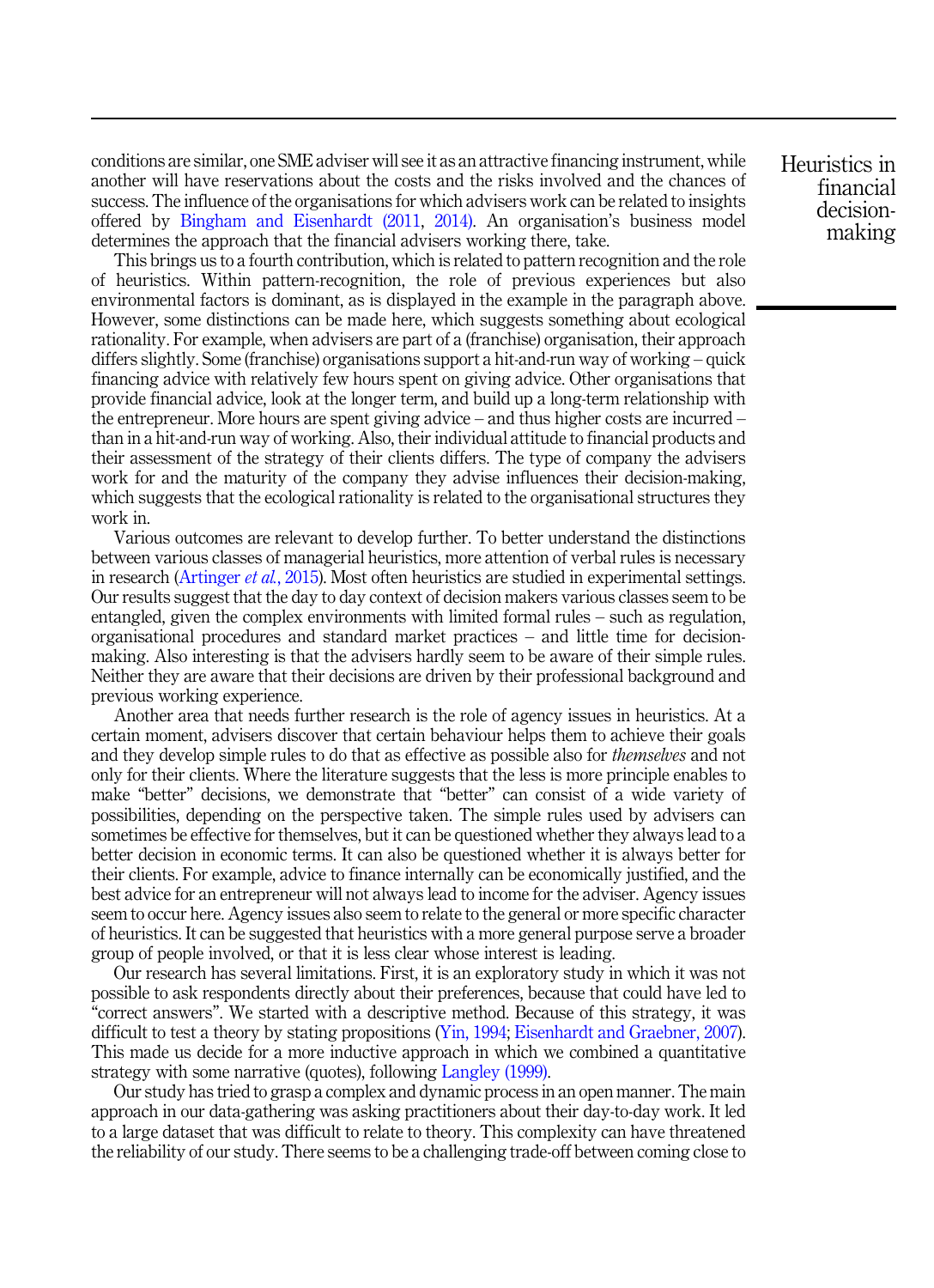conditions are similar, one SME adviser will see it as an attractive financing instrument, while another will have reservations about the costs and the risks involved and the chances of success. The influence of the organisations for which advisers work can be related to insights offered by Bingham and Eisenhardt (2011, 2014). An organisation's business model determines the approach that the financial advisers working there, take.

This brings us to a fourth contribution, which is related to pattern recognition and the role of heuristics. Within pattern-recognition, the role of previous experiences but also environmental factors is dominant, as is displayed in the example in the paragraph above. However, some distinctions can be made here, which suggests something about ecological rationality. For example, when advisers are part of a (franchise) organisation, their approach differs slightly. Some (franchise) organisations support a hit-and-run way of working – quick financing advice with relatively few hours spent on giving advice. Other organisations that provide financial advice, look at the longer term, and build up a long-term relationship with the entrepreneur. More hours are spent giving advice – and thus higher costs are incurred – than in a hit-and-run way of working. Also, their individual attitude to financial products and their assessment of the strategy of their clients differs. The type of company the advisers work for and the maturity of the company they advise influences their decision-making, which suggests that the ecological rationality is related to the organisational structures they work in.

Various outcomes are relevant to develop further. To better understand the distinctions between various classes of managerial heuristics, more attention of verbal rules is necessary in research (Artinger *et al.*, 2015). Most often heuristics are studied in experimental settings. Our results suggest that the day to day context of decision makers various classes seem to be entangled, given the complex environments with limited formal rules – such as regulation, organisational procedures and standard market practices – and little time for decision-making. Also interesting is that the advisers hardly seem to be aware of their simple rules. Neither they are aware that their decisions are driven by their professional background and previous working experience.

Another area that needs further research is the role of agency issues in heuristics. At a certain moment, advisers discover that certain behaviour helps them to achieve their goals and they develop simple rules to do that as effective as possible also for *themselves* and not only for their clients. Where the literature suggests that the less is more principle enables to make "better" decisions, we demonstrate that "better" can consist of a wide variety of possibilities, depending on the perspective taken. The simple rules used by advisers can sometimes be effective for themselves, but it can be questioned whether they always lead to a better decision in economic terms. It can also be questioned whether it is always better for their clients. For example, advice to finance internally can be economically justified, and the best advice for an entrepreneur will not always lead to income for the adviser. Agency issues seem to occur here. Agency issues also seem to relate to the general or more specific character of heuristics. It can be suggested that heuristics with a more general purpose serve a broader group of people involved, or that it is less clear whose interest is leading.

Our research has several limitations. First, it is an exploratory study in which it was not possible to ask respondents directly about their preferences, because that could have led to "correct answers". We started with a descriptive method. Because of this strategy, it was difficult to test a theory by stating propositions (Yin, 1994; Eisenhardt and Graebner, 2007). This made us decide for a more inductive approach in which we combined a quantitative strategy with some narrative (quotes), following Langley (1999).

Our study has tried to grasp a complex and dynamic process in an open manner. The main approach in our data-gathering was asking practitioners about their day-to-day work. It led to a large dataset that was difficult to relate to theory. This complexity can have threatened the reliability of our study. There seems to be a challenging trade-off between coming close to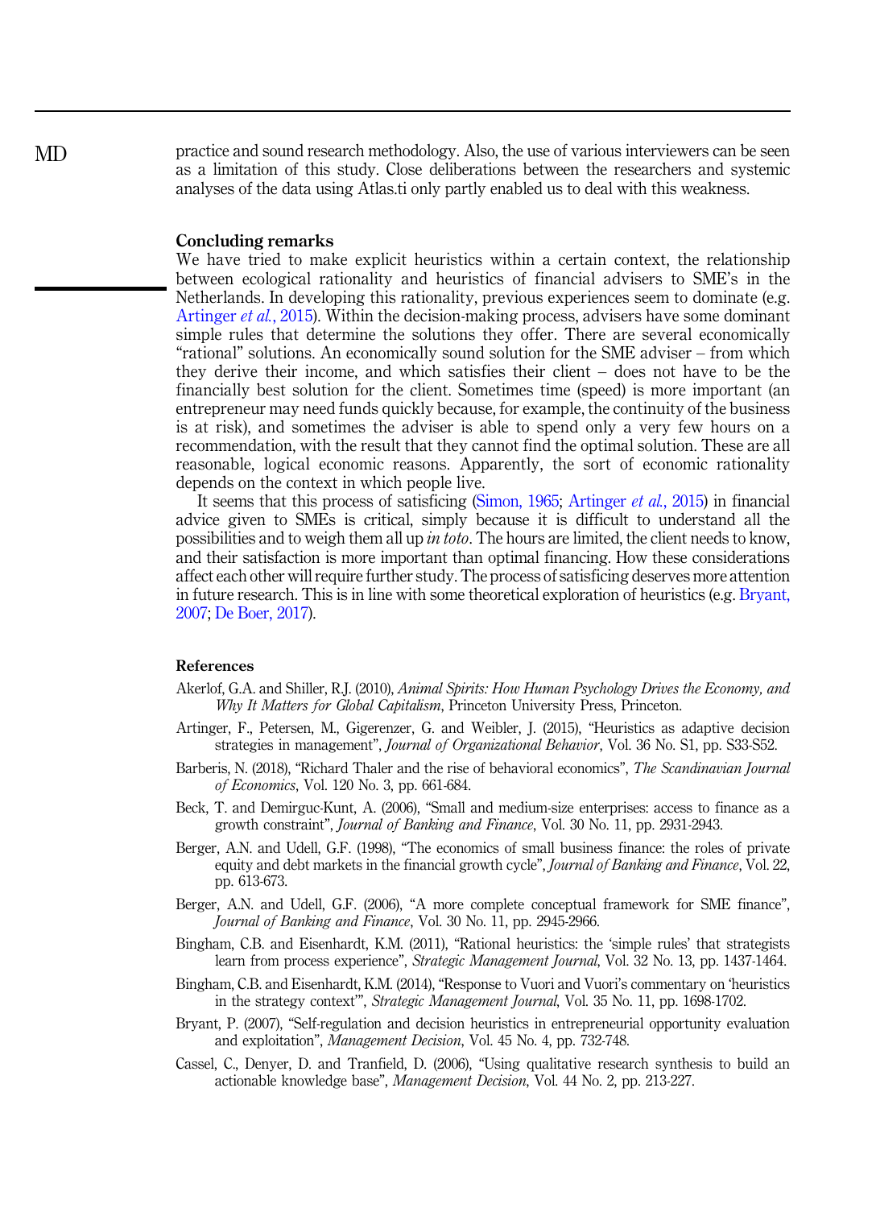practice and sound research methodology. Also, the use of various interviewers can be seen as a limitation of this study. Close deliberations between the researchers and systemic analyses of the data using Atlas.ti only partly enabled us to deal with this weakness.

## Concluding remarks

We have tried to make explicit heuristics within a certain context, the relationship between ecological rationality and heuristics of financial advisers to SME's in the Netherlands. In developing this rationality, previous experiences seem to dominate (e.g. Artinger *et al.*, 2015). Within the decision-making process, advisers have some dominant simple rules that determine the solutions they offer. There are several economically "rational" solutions. An economically sound solution for the SME adviser – from which they derive their income, and which satisfies their client – does not have to be the financially best solution for the client. Sometimes time (speed) is more important (an entrepreneur may need funds quickly because, for example, the continuity of the business is at risk), and sometimes the adviser is able to spend only a very few hours on a recommendation, with the result that they cannot find the optimal solution. These are all reasonable, logical economic reasons. Apparently, the sort of economic rationality depends on the context in which people live.

It seems that this process of satisficing (Simon, 1965; Artinger *et al.*, 2015) in financial advice given to SMEs is critical, simply because it is difficult to understand all the possibilities and to weigh them all up *in toto*. The hours are limited, the client needs to know, and their satisfaction is more important than optimal financing. How these considerations affect each other will require further study. The process of satisficing deserves more attention in future research. This is in line with some theoretical exploration of heuristics (e.g. Bryant, 2007; De Boer, 2017).

## References

Akerlof, G.A. and Shiller, R.J. (2010), *Animal Spirits: How Human Psychology Drives the Economy, and Why It Matters for Global Capitalism*, Princeton University Press, Princeton.

Artinger, F., Petersen, M., Gigerenzer, G. and Weibler, J. (2015), "Heuristics as adaptive decision strategies in management", *Journal of Organizational Behavior*, Vol. 36 No. S1, pp. S33-S52.

Barberis, N. (2018), "Richard Thaler and the rise of behavioral economics", *The Scandinavian Journal of Economics*, Vol. 120 No. 3, pp. 661-684.

Beck, T. and Demirguc-Kunt, A. (2006), "Small and medium-size enterprises: access to finance as a growth constraint", *Journal of Banking and Finance*, Vol. 30 No. 11, pp. 2931-2943.

Berger, A.N. and Udell, G.F. (1998), "The economics of small business finance: the roles of private equity and debt markets in the financial growth cycle", *Journal of Banking and Finance*, Vol. 22, pp. 613-673.

Berger, A.N. and Udell, G.F. (2006), "A more complete conceptual framework for SME finance", *Journal of Banking and Finance*, Vol. 30 No. 11, pp. 2945-2966.

Bingham, C.B. and Eisenhardt, K.M. (2011), "Rational heuristics: the 'simple rules' that strategists learn from process experience", *Strategic Management Journal*, Vol. 32 No. 13, pp. 1437-1464.

Bingham, C.B. and Eisenhardt, K.M. (2014), "Response to Vuori and Vuori's commentary on 'heuristics in the strategy context'", *Strategic Management Journal*, Vol. 35 No. 11, pp. 1698-1702.

Bryant, P. (2007), "Self-regulation and decision heuristics in entrepreneurial opportunity evaluation and exploitation", *Management Decision*, Vol. 45 No. 4, pp. 732-748.

Cassel, C., Denyer, D. and Tranfield, D. (2006), "Using qualitative research synthesis to build an actionable knowledge base", *Management Decision*, Vol. 44 No. 2, pp. 213-227.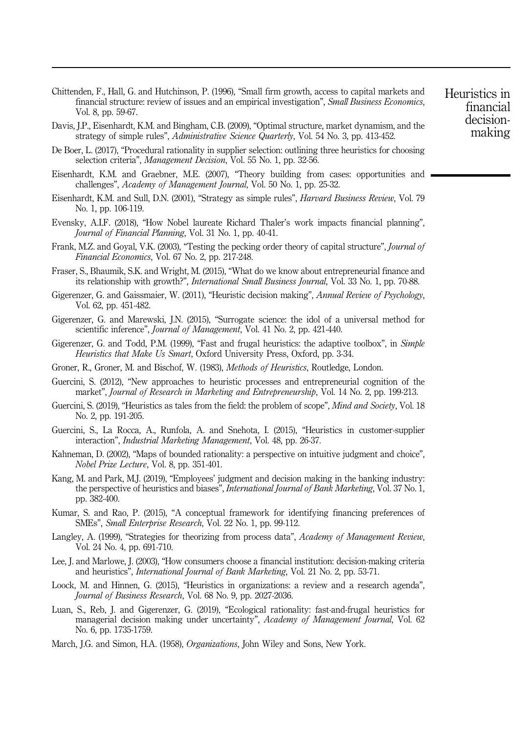Chittenden, F., Hall, G. and Hutchinson, P. (1996), "Small firm growth, access to capital markets and financial structure: review of issues and an empirical investigation", *Small Business Economics*, Vol. 8, pp. 59-67.

Davis, J.P., Eisenhardt, K.M. and Bingham, C.B. (2009), "Optimal structure, market dynamism, and the strategy of simple rules", *Administrative Science Quarterly*, Vol. 54 No. 3, pp. 413-452.

De Boer, L. (2017), "Procedural rationality in supplier selection: outlining three heuristics for choosing selection criteria", *Management Decision*, Vol. 55 No. 1, pp. 32-56.

Eisenhardt, K.M. and Graebner, M.E. (2007), "Theory building from cases: opportunities and challenges", *Academy of Management Journal*, Vol. 50 No. 1, pp. 25-32.

Eisenhardt, K.M. and Sull, D.N. (2001), "Strategy as simple rules", *Harvard Business Review*, Vol. 79 No. 1, pp. 106-119.

Evensky, A.I.F. (2018), "How Nobel laureate Richard Thaler's work impacts financial planning", *Journal of Financial Planning*, Vol. 31 No. 1, pp. 40-41.

Frank, M.Z. and Goyal, V.K. (2003), "Testing the pecking order theory of capital structure", *Journal of Financial Economics*, Vol. 67 No. 2, pp. 217-248.

Fraser, S., Bhaumik, S.K. and Wright, M. (2015), "What do we know about entrepreneurial finance and its relationship with growth?", *International Small Business Journal*, Vol. 33 No. 1, pp. 70-88.

Gigerenzer, G. and Gaissmaier, W. (2011), "Heuristic decision making", *Annual Review of Psychology*, Vol. 62, pp. 451-482.

Gigerenzer, G. and Marewski, J.N. (2015), "Surrogate science: the idol of a universal method for scientific inference", *Journal of Management*, Vol. 41 No. 2, pp. 421-440.

Gigerenzer, G. and Todd, P.M. (1999), "Fast and frugal heuristics: the adaptive toolbox", in *Simple Heuristics that Make Us Smart*, Oxford University Press, Oxford, pp. 3-34.

Groner, R., Groner, M. and Bischof, W. (1983), *Methods of Heuristics*, Routledge, London.

Guercini, S. (2012), "New approaches to heuristic processes and entrepreneurial cognition of the market", *Journal of Research in Marketing and Entrepreneurship*, Vol. 14 No. 2, pp. 199-213.

Guercini, S. (2019), "Heuristics as tales from the field: the problem of scope", *Mind and Society*, Vol. 18 No. 2, pp. 191-205.

Guercini, S., La Rocca, A., Runfola, A. and Snehota, I. (2015), "Heuristics in customer-supplier interaction", *Industrial Marketing Management*, Vol. 48, pp. 26-37.

Kahneman, D. (2002), "Maps of bounded rationality: a perspective on intuitive judgment and choice", *Nobel Prize Lecture*, Vol. 8, pp. 351-401.

Kang, M. and Park, M.J. (2019), "Employees' judgment and decision making in the banking industry: the perspective of heuristics and biases", *International Journal of Bank Marketing*, Vol. 37 No. 1, pp. 382-400.

Kumar, S. and Rao, P. (2015), "A conceptual framework for identifying financing preferences of SMEs", *Small Enterprise Research*, Vol. 22 No. 1, pp. 99-112.

Langley, A. (1999), "Strategies for theorizing from process data", *Academy of Management Review*, Vol. 24 No. 4, pp. 691-710.

Lee, J. and Marlowe, J. (2003), "How consumers choose a financial institution: decision-making criteria and heuristics", *International Journal of Bank Marketing*, Vol. 21 No. 2, pp. 53-71.

Loock, M. and Hinnen, G. (2015), "Heuristics in organizations: a review and a research agenda", *Journal of Business Research*, Vol. 68 No. 9, pp. 2027-2036.

Luan, S., Reb, J. and Gigerenzer, G. (2019), "Ecological rationality: fast-and-frugal heuristics for managerial decision making under uncertainty", *Academy of Management Journal*, Vol. 62 No. 6, pp. 1735-1759.

March, J.G. and Simon, H.A. (1958), *Organizations*, John Wiley and Sons, New York.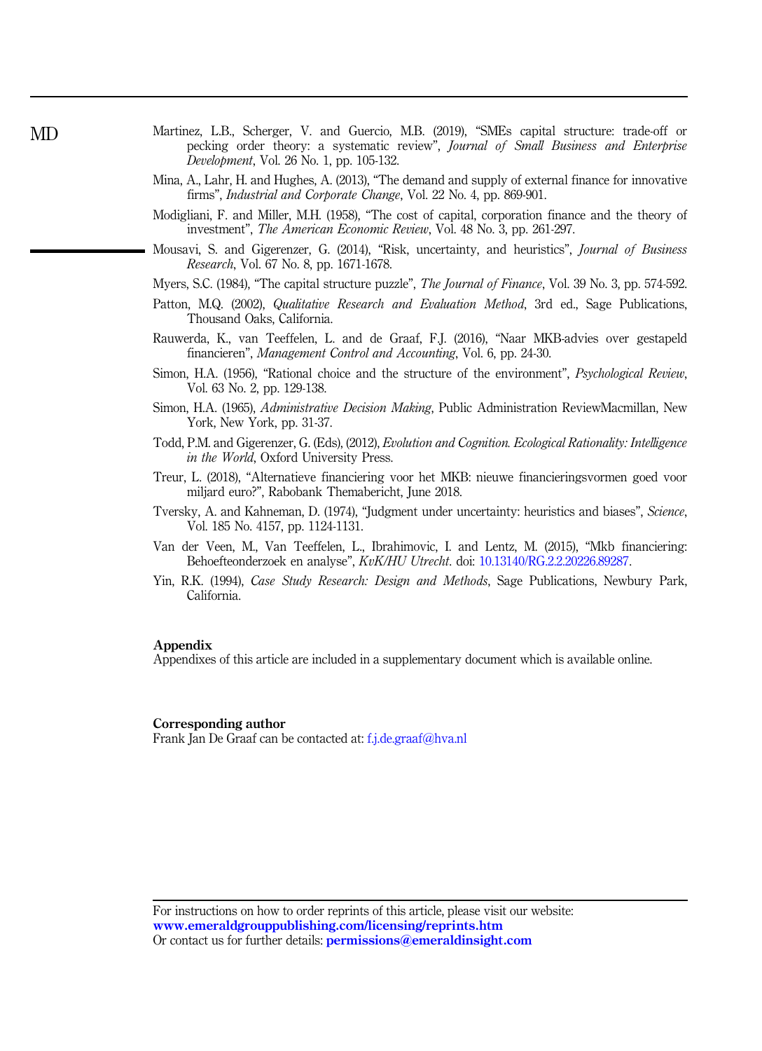Martinez, L.B., Scherger, V. and Guercio, M.B. (2019), "SMEs capital structure: trade-off or pecking order theory: a systematic review", *Journal of Small Business and Enterprise Development*, Vol. 26 No. 1, pp. 105-132.

Mina, A., Lahr, H. and Hughes, A. (2013), "The demand and supply of external finance for innovative firms", *Industrial and Corporate Change*, Vol. 22 No. 4, pp. 869-901.

Modigliani, F. and Miller, M.H. (1958), "The cost of capital, corporation finance and the theory of investment", *The American Economic Review*, Vol. 48 No. 3, pp. 261-297.

Mousavi, S. and Gigerenzer, G. (2014), "Risk, uncertainty, and heuristics", *Journal of Business Research*, Vol. 67 No. 8, pp. 1671-1678.

Myers, S.C. (1984), "The capital structure puzzle", *The Journal of Finance*, Vol. 39 No. 3, pp. 574-592.

Patton, M.Q. (2002), *Qualitative Research and Evaluation Method*, 3rd ed., Sage Publications, Thousand Oaks, California.

Rauwerda, K., van Teeffelen, L. and de Graaf, F.J. (2016), "Naar MKB-advies over gestapeld financieren", *Management Control and Accounting*, Vol. 6, pp. 24-30.

Simon, H.A. (1956), "Rational choice and the structure of the environment", *Psychological Review*, Vol. 63 No. 2, pp. 129-138.

Simon, H.A. (1965), *Administrative Decision Making*, Public Administration ReviewMacmillan, New York, New York, pp. 31-37.

Todd, P.M. and Gigerenzer, G. (Eds), (2012), *Evolution and Cognition. Ecological Rationality: Intelligence in the World*, Oxford University Press.

Treur, L. (2018), "Alternatieve financiering voor het MKB: nieuwe financieringsvormen goed voor miljard euro?", Rabobank Themabericht, June 2018.

Tversky, A. and Kahneman, D. (1974), "Judgment under uncertainty: heuristics and biases", *Science*, Vol. 185 No. 4157, pp. 1124-1131.

Van der Veen, M., Van Teeffelen, L., Ibrahimovic, I. and Lentz, M. (2015), "Mkb financiering: Behoefteonderzoek en analyse", *KvK/HU Utrecht*. doi: 10.13140/RG.2.2.20226.89287.

Yin, R.K. (1994), *Case Study Research: Design and Methods*, Sage Publications, Newbury Park, California.

## Appendix

Appendixes of this article are included in a supplementary document which is available online.

## Corresponding author

Frank Jan De Graaf can be contacted at: f.j.de.graaf@hva.nl

For instructions on how to order reprints of this article, please visit our website:
**www.emeraldgrouppublishing.com/licensing/reprints.htm**
Or contact us for further details: **permissions@emeraldinsight.com**